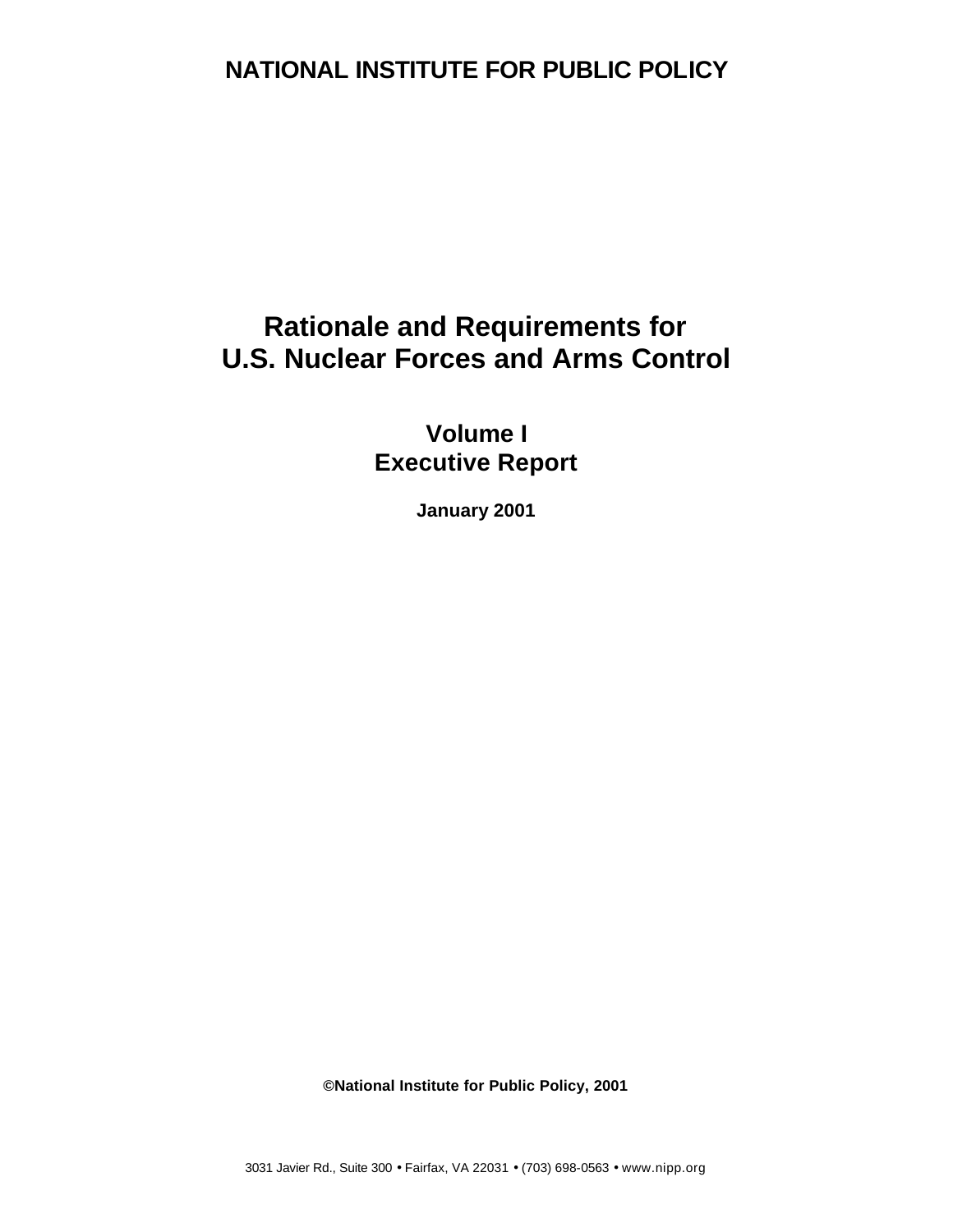**NATIONAL INSTITUTE FOR PUBLIC POLICY**

# Rationale and Requirements for U.S. Nuclear Forces and Arms Control

## Volume I
## Executive Report

**January 2001**

**©National Institute for Public Policy, 2001**

3031 Javier Rd., Suite 300 • Fairfax, VA 22031 • (703) 698-0563 • www.nipp.org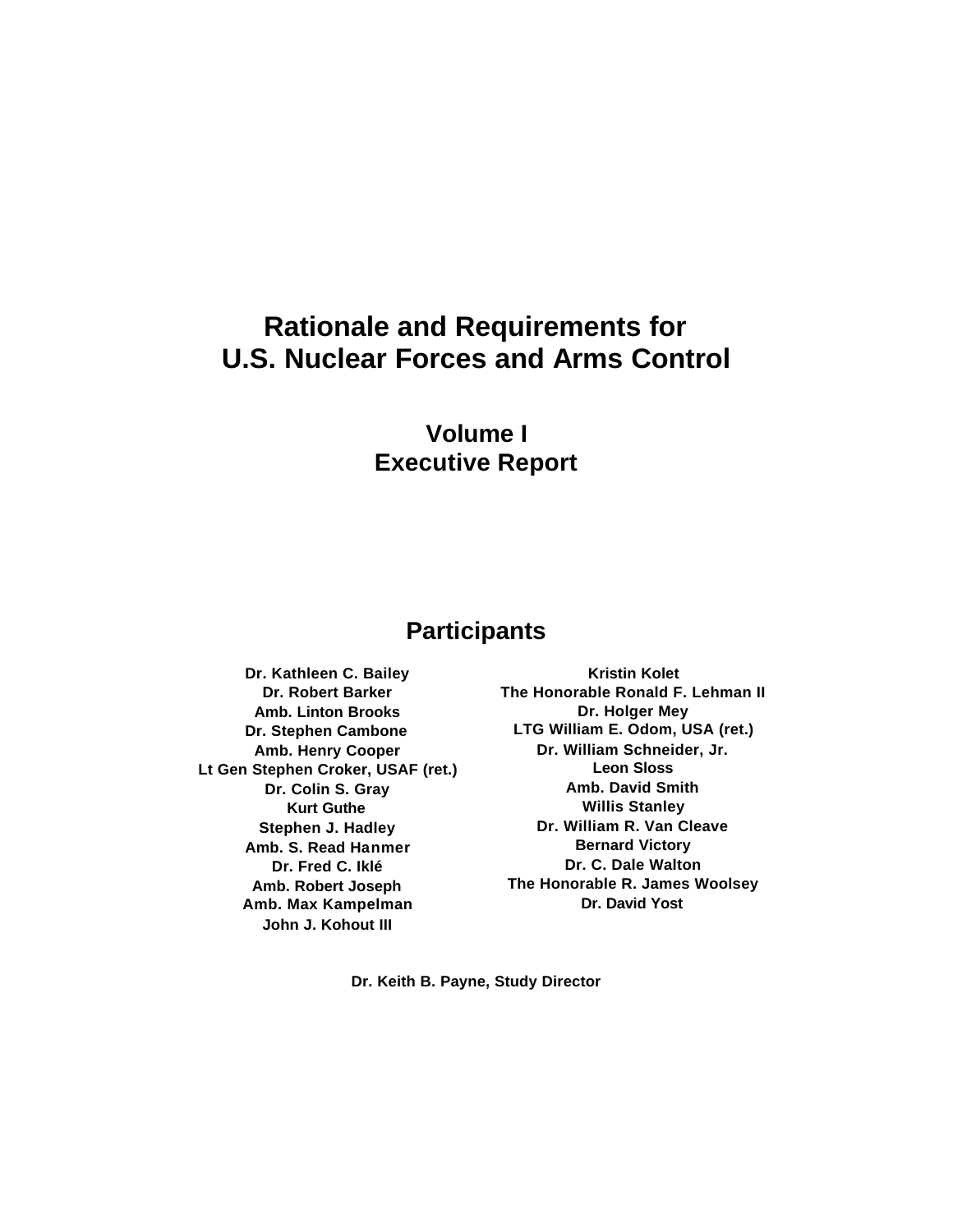# Rationale and Requirements for U.S. Nuclear Forces and Arms Control

## Volume I
## Executive Report

## Participants

**Dr. Kathleen C. Bailey**
**Dr. Robert Barker**
**Amb. Linton Brooks**
**Dr. Stephen Cambone**
**Amb. Henry Cooper**
**Lt Gen Stephen Croker, USAF (ret.)**
**Dr. Colin S. Gray**
**Kurt Guthe**
**Stephen J. Hadley**
**Amb. S. Read Hanmer**
**Dr. Fred C. Iklé**
**Amb. Robert Joseph**
**Amb. Max Kampelman**
**John J. Kohout III**
**Kristin Kolet**
**The Honorable Ronald F. Lehman II**
**Dr. Holger Mey**
**LTG William E. Odom, USA (ret.)**
**Dr. William Schneider, Jr.**
**Leon Sloss**
**Amb. David Smith**
**Willis Stanley**
**Dr. William R. Van Cleave**
**Bernard Victory**
**Dr. C. Dale Walton**
**The Honorable R. James Woolsey**
**Dr. David Yost**

**Dr. Keith B. Payne, Study Director**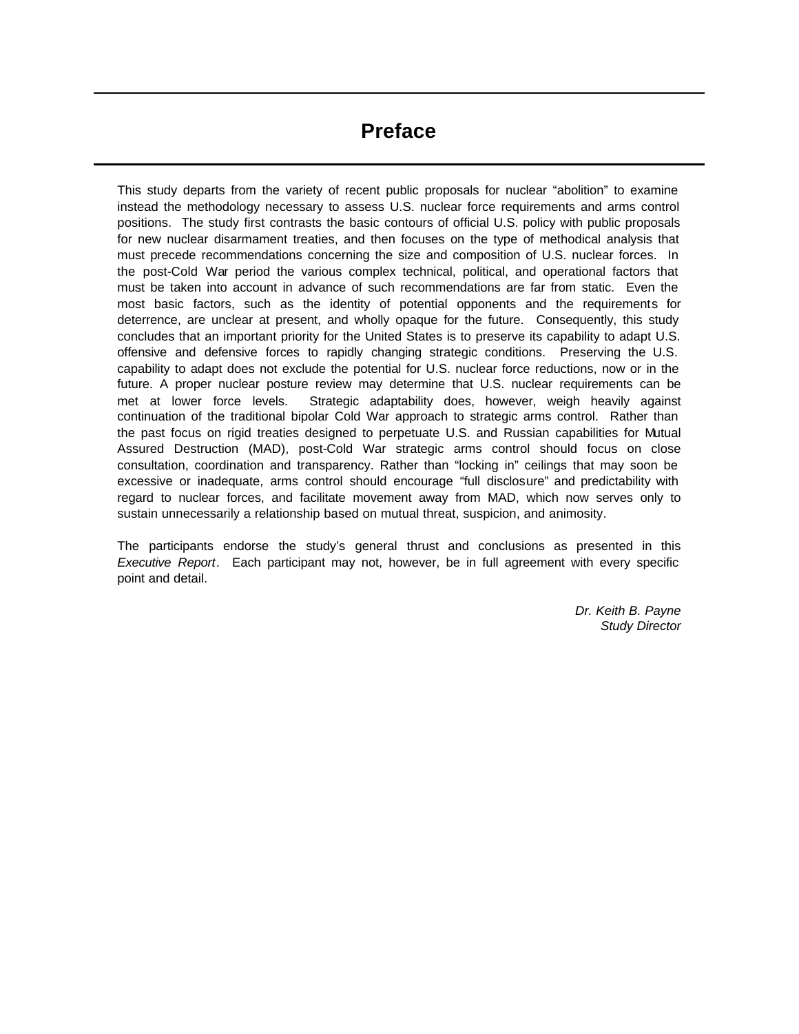# Preface

This study departs from the variety of recent public proposals for nuclear "abolition" to examine instead the methodology necessary to assess U.S. nuclear force requirements and arms control positions. The study first contrasts the basic contours of official U.S. policy with public proposals for new nuclear disarmament treaties, and then focuses on the type of methodical analysis that must precede recommendations concerning the size and composition of U.S. nuclear forces. In the post-Cold War period the various complex technical, political, and operational factors that must be taken into account in advance of such recommendations are far from static. Even the most basic factors, such as the identity of potential opponents and the requirements for deterrence, are unclear at present, and wholly opaque for the future. Consequently, this study concludes that an important priority for the United States is to preserve its capability to adapt U.S. offensive and defensive forces to rapidly changing strategic conditions. Preserving the U.S. capability to adapt does not exclude the potential for U.S. nuclear force reductions, now or in the future. A proper nuclear posture review may determine that U.S. nuclear requirements can be met at lower force levels. Strategic adaptability does, however, weigh heavily against continuation of the traditional bipolar Cold War approach to strategic arms control. Rather than the past focus on rigid treaties designed to perpetuate U.S. and Russian capabilities for Mutual Assured Destruction (MAD), post-Cold War strategic arms control should focus on close consultation, coordination and transparency. Rather than "locking in" ceilings that may soon be excessive or inadequate, arms control should encourage "full disclosure" and predictability with regard to nuclear forces, and facilitate movement away from MAD, which now serves only to sustain unnecessarily a relationship based on mutual threat, suspicion, and animosity.

The participants endorse the study's general thrust and conclusions as presented in this *Executive Report*. Each participant may not, however, be in full agreement with every specific point and detail.

*Dr. Keith B. Payne*
*Study Director*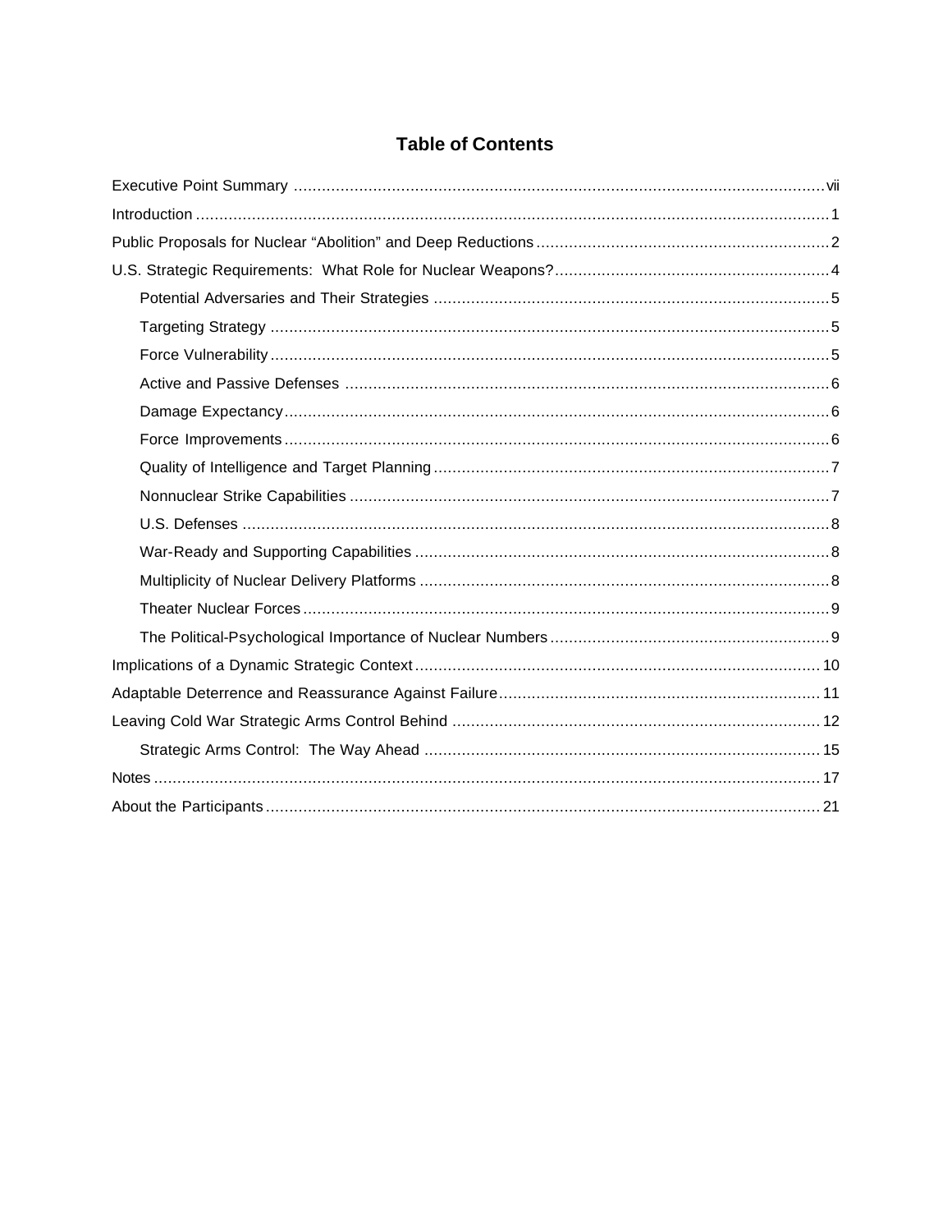# Table of Contents

Executive Point Summary ..... vii

Introduction ..... 1

Public Proposals for Nuclear "Abolition" and Deep Reductions ..... 2

U.S. Strategic Requirements: What Role for Nuclear Weapons? ..... 4

- Potential Adversaries and Their Strategies ..... 5
- Targeting Strategy ..... 5
- Force Vulnerability ..... 5
- Active and Passive Defenses ..... 6
- Damage Expectancy ..... 6
- Force Improvements ..... 6
- Quality of Intelligence and Target Planning ..... 7
- Nonnuclear Strike Capabilities ..... 7
- U.S. Defenses ..... 8
- War-Ready and Supporting Capabilities ..... 8
- Multiplicity of Nuclear Delivery Platforms ..... 8
- Theater Nuclear Forces ..... 9
- The Political-Psychological Importance of Nuclear Numbers ..... 9

Implications of a Dynamic Strategic Context ..... 10

Adaptable Deterrence and Reassurance Against Failure ..... 11

Leaving Cold War Strategic Arms Control Behind ..... 12

- Strategic Arms Control: The Way Ahead ..... 15

Notes ..... 17

About the Participants ..... 21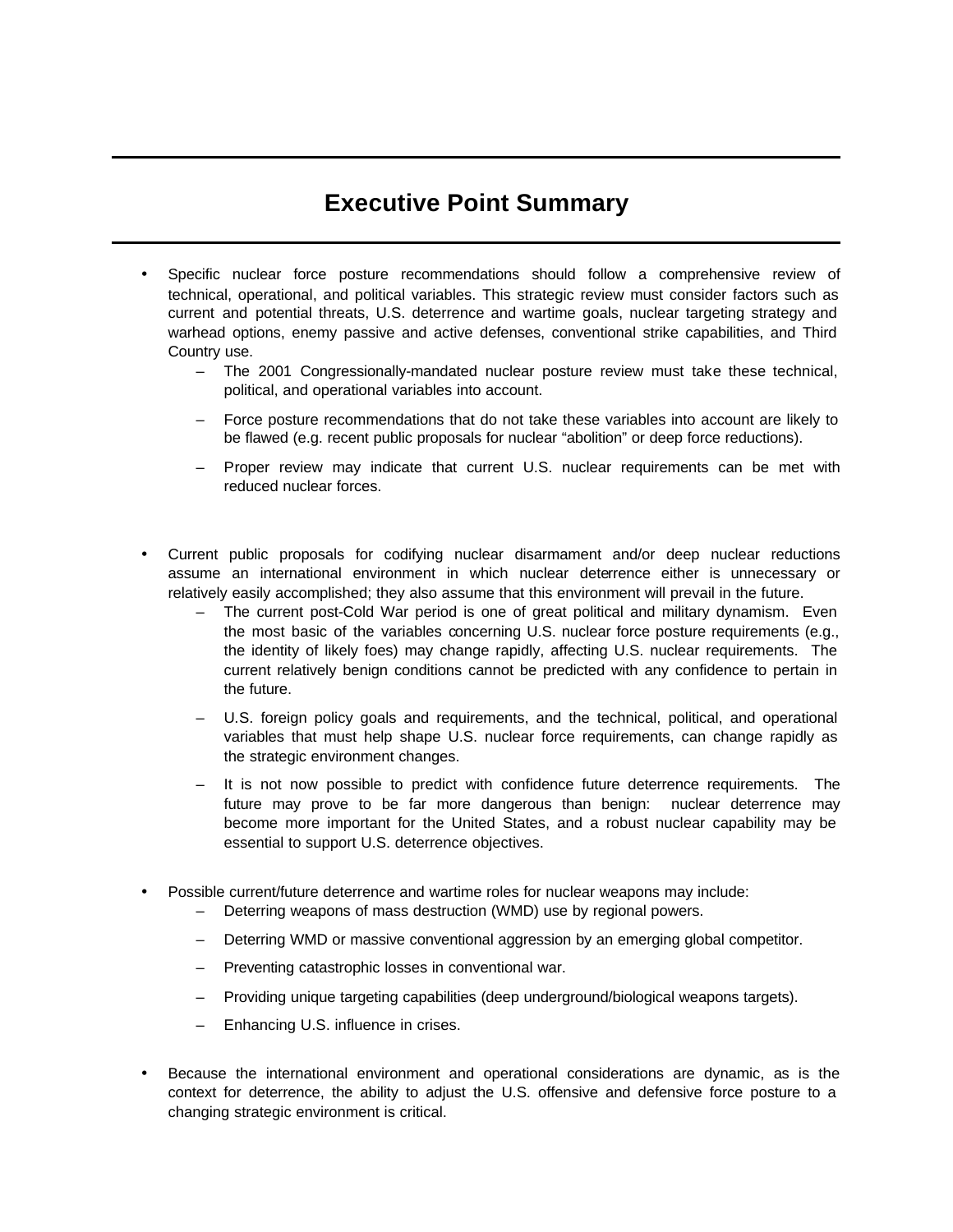# Executive Point Summary

- Specific nuclear force posture recommendations should follow a comprehensive review of technical, operational, and political variables. This strategic review must consider factors such as current and potential threats, U.S. deterrence and wartime goals, nuclear targeting strategy and warhead options, enemy passive and active defenses, conventional strike capabilities, and Third Country use.
  - The 2001 Congressionally-mandated nuclear posture review must take these technical, political, and operational variables into account.
  - Force posture recommendations that do not take these variables into account are likely to be flawed (e.g. recent public proposals for nuclear "abolition" or deep force reductions).
  - Proper review may indicate that current U.S. nuclear requirements can be met with reduced nuclear forces.

- Current public proposals for codifying nuclear disarmament and/or deep nuclear reductions assume an international environment in which nuclear deterrence either is unnecessary or relatively easily accomplished; they also assume that this environment will prevail in the future.
  - The current post-Cold War period is one of great political and military dynamism. Even the most basic of the variables concerning U.S. nuclear force posture requirements (e.g., the identity of likely foes) may change rapidly, affecting U.S. nuclear requirements. The current relatively benign conditions cannot be predicted with any confidence to pertain in the future.
  - U.S. foreign policy goals and requirements, and the technical, political, and operational variables that must help shape U.S. nuclear force requirements, can change rapidly as the strategic environment changes.
  - It is not now possible to predict with confidence future deterrence requirements. The future may prove to be far more dangerous than benign: nuclear deterrence may become more important for the United States, and a robust nuclear capability may be essential to support U.S. deterrence objectives.

- Possible current/future deterrence and wartime roles for nuclear weapons may include:
  - Deterring weapons of mass destruction (WMD) use by regional powers.
  - Deterring WMD or massive conventional aggression by an emerging global competitor.
  - Preventing catastrophic losses in conventional war.
  - Providing unique targeting capabilities (deep underground/biological weapons targets).
  - Enhancing U.S. influence in crises.

- Because the international environment and operational considerations are dynamic, as is the context for deterrence, the ability to adjust the U.S. offensive and defensive force posture to a changing strategic environment is critical.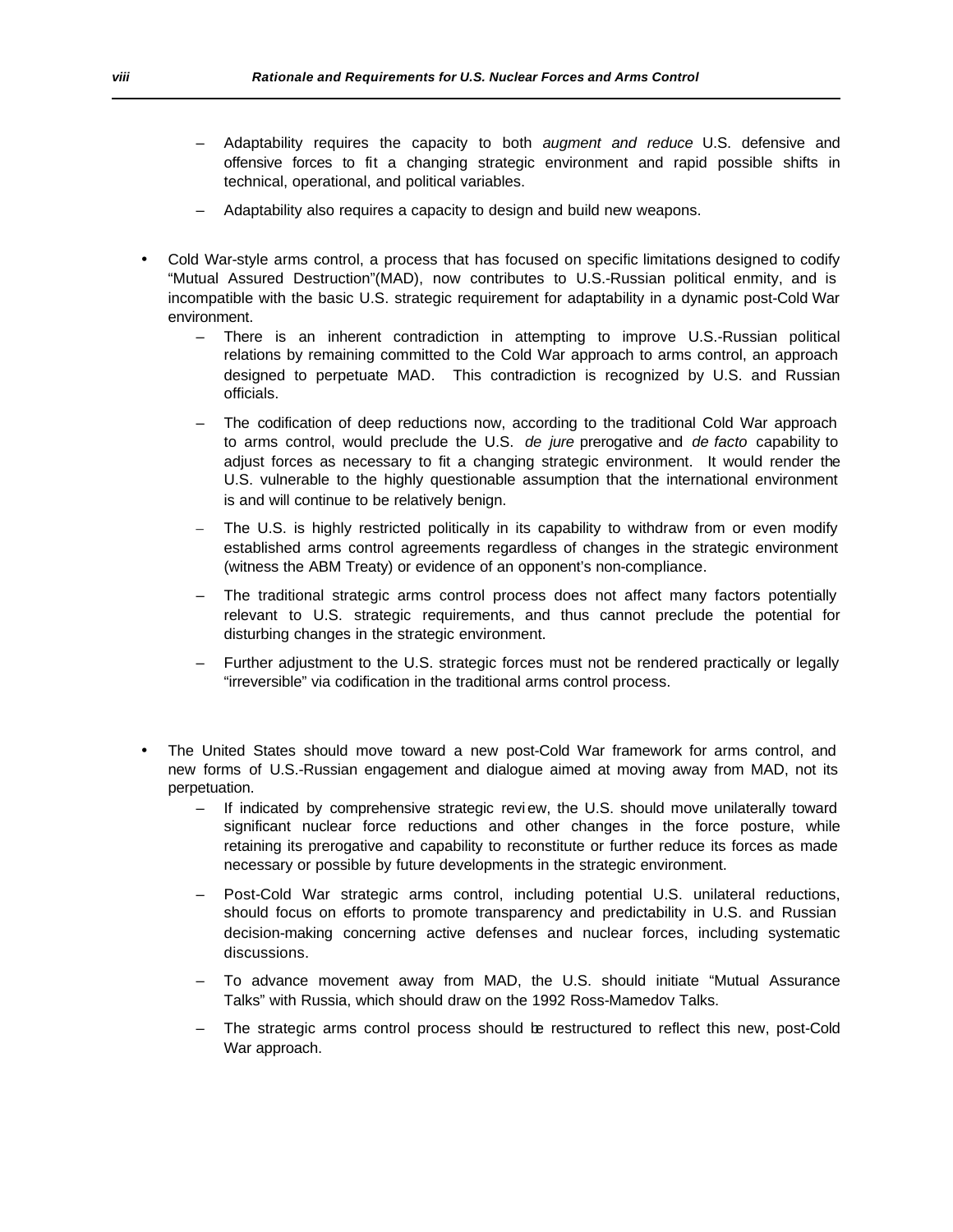- Adaptability requires the capacity to both *augment and reduce* U.S. defensive and offensive forces to fit a changing strategic environment and rapid possible shifts in technical, operational, and political variables.
- Adaptability also requires a capacity to design and build new weapons.

- Cold War-style arms control, a process that has focused on specific limitations designed to codify "Mutual Assured Destruction"(MAD), now contributes to U.S.-Russian political enmity, and is incompatible with the basic U.S. strategic requirement for adaptability in a dynamic post-Cold War environment.
  - There is an inherent contradiction in attempting to improve U.S.-Russian political relations by remaining committed to the Cold War approach to arms control, an approach designed to perpetuate MAD. This contradiction is recognized by U.S. and Russian officials.
  - The codification of deep reductions now, according to the traditional Cold War approach to arms control, would preclude the U.S. *de jure* prerogative and *de facto* capability to adjust forces as necessary to fit a changing strategic environment. It would render the U.S. vulnerable to the highly questionable assumption that the international environment is and will continue to be relatively benign.
  - The U.S. is highly restricted politically in its capability to withdraw from or even modify established arms control agreements regardless of changes in the strategic environment (witness the ABM Treaty) or evidence of an opponent's non-compliance.
  - The traditional strategic arms control process does not affect many factors potentially relevant to U.S. strategic requirements, and thus cannot preclude the potential for disturbing changes in the strategic environment.
  - Further adjustment to the U.S. strategic forces must not be rendered practically or legally "irreversible" via codification in the traditional arms control process.

- The United States should move toward a new post-Cold War framework for arms control, and new forms of U.S.-Russian engagement and dialogue aimed at moving away from MAD, not its perpetuation.
  - If indicated by comprehensive strategic review, the U.S. should move unilaterally toward significant nuclear force reductions and other changes in the force posture, while retaining its prerogative and capability to reconstitute or further reduce its forces as made necessary or possible by future developments in the strategic environment.
  - Post-Cold War strategic arms control, including potential U.S. unilateral reductions, should focus on efforts to promote transparency and predictability in U.S. and Russian decision-making concerning active defenses and nuclear forces, including systematic discussions.
  - To advance movement away from MAD, the U.S. should initiate "Mutual Assurance Talks" with Russia, which should draw on the 1992 Ross-Mamedov Talks.
  - The strategic arms control process should be restructured to reflect this new, post-Cold War approach.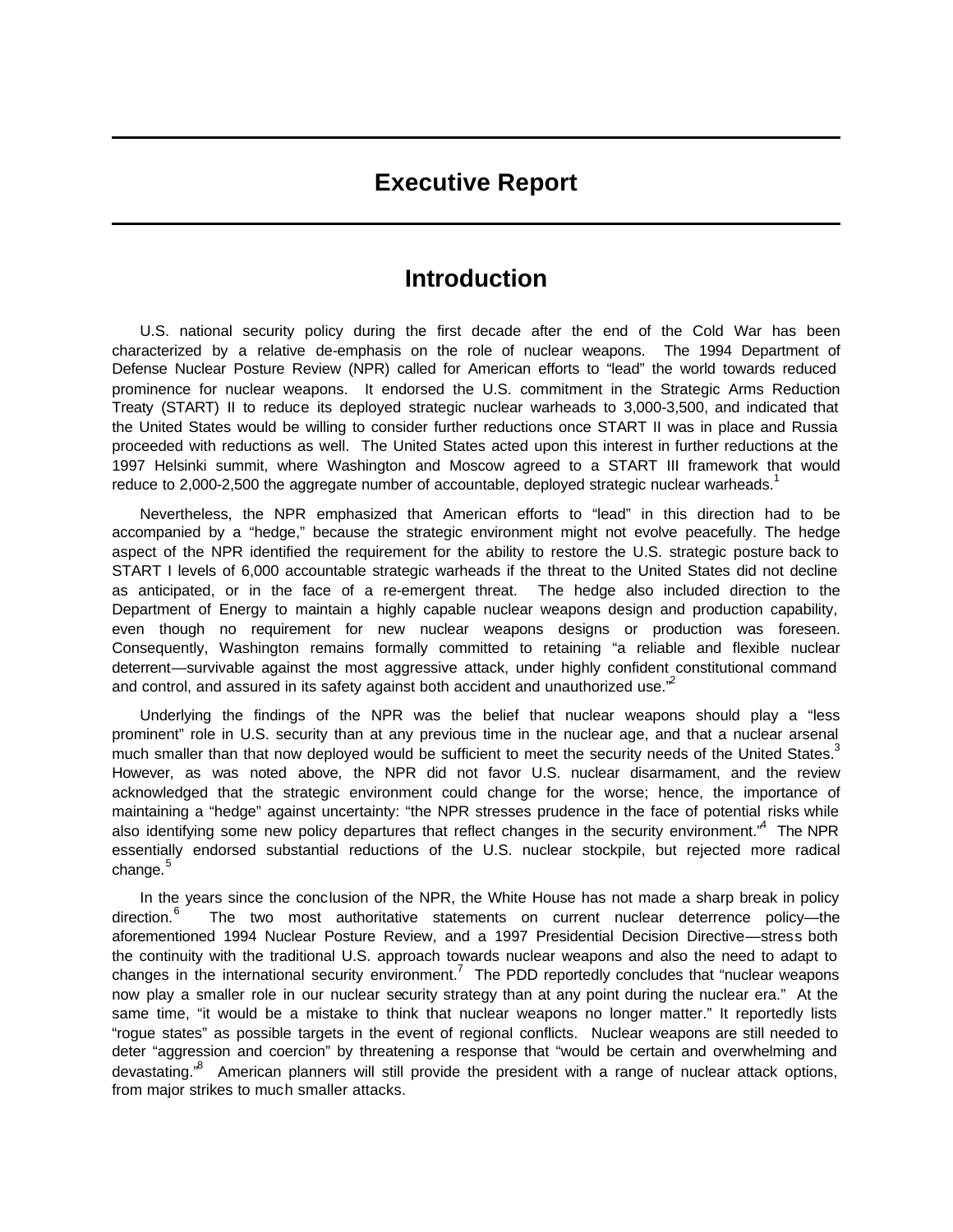# Executive Report

## Introduction

U.S. national security policy during the first decade after the end of the Cold War has been characterized by a relative de-emphasis on the role of nuclear weapons. The 1994 Department of Defense Nuclear Posture Review (NPR) called for American efforts to "lead" the world towards reduced prominence for nuclear weapons. It endorsed the U.S. commitment in the Strategic Arms Reduction Treaty (START) II to reduce its deployed strategic nuclear warheads to 3,000-3,500, and indicated that the United States would be willing to consider further reductions once START II was in place and Russia proceeded with reductions as well. The United States acted upon this interest in further reductions at the 1997 Helsinki summit, where Washington and Moscow agreed to a START III framework that would reduce to 2,000-2,500 the aggregate number of accountable, deployed strategic nuclear warheads.[1]

Nevertheless, the NPR emphasized that American efforts to "lead" in this direction had to be accompanied by a "hedge," because the strategic environment might not evolve peacefully. The hedge aspect of the NPR identified the requirement for the ability to restore the U.S. strategic posture back to START I levels of 6,000 accountable strategic warheads if the threat to the United States did not decline as anticipated, or in the face of a re-emergent threat. The hedge also included direction to the Department of Energy to maintain a highly capable nuclear weapons design and production capability, even though no requirement for new nuclear weapons designs or production was foreseen. Consequently, Washington remains formally committed to retaining "a reliable and flexible nuclear deterrent—survivable against the most aggressive attack, under highly confident constitutional command and control, and assured in its safety against both accident and unauthorized use."[2]

Underlying the findings of the NPR was the belief that nuclear weapons should play a "less prominent" role in U.S. security than at any previous time in the nuclear age, and that a nuclear arsenal much smaller than that now deployed would be sufficient to meet the security needs of the United States.[3] However, as was noted above, the NPR did not favor U.S. nuclear disarmament, and the review acknowledged that the strategic environment could change for the worse; hence, the importance of maintaining a "hedge" against uncertainty: "the NPR stresses prudence in the face of potential risks while also identifying some new policy departures that reflect changes in the security environment."[4] The NPR essentially endorsed substantial reductions of the U.S. nuclear stockpile, but rejected more radical change.[5]

In the years since the conclusion of the NPR, the White House has not made a sharp break in policy direction.[6] The two most authoritative statements on current nuclear deterrence policy—the aforementioned 1994 Nuclear Posture Review, and a 1997 Presidential Decision Directive—stress both the continuity with the traditional U.S. approach towards nuclear weapons and also the need to adapt to changes in the international security environment.[7] The PDD reportedly concludes that "nuclear weapons now play a smaller role in our nuclear security strategy than at any point during the nuclear era." At the same time, "it would be a mistake to think that nuclear weapons no longer matter." It reportedly lists "rogue states" as possible targets in the event of regional conflicts. Nuclear weapons are still needed to deter "aggression and coercion" by threatening a response that "would be certain and overwhelming and devastating."[8] American planners will still provide the president with a range of nuclear attack options, from major strikes to much smaller attacks.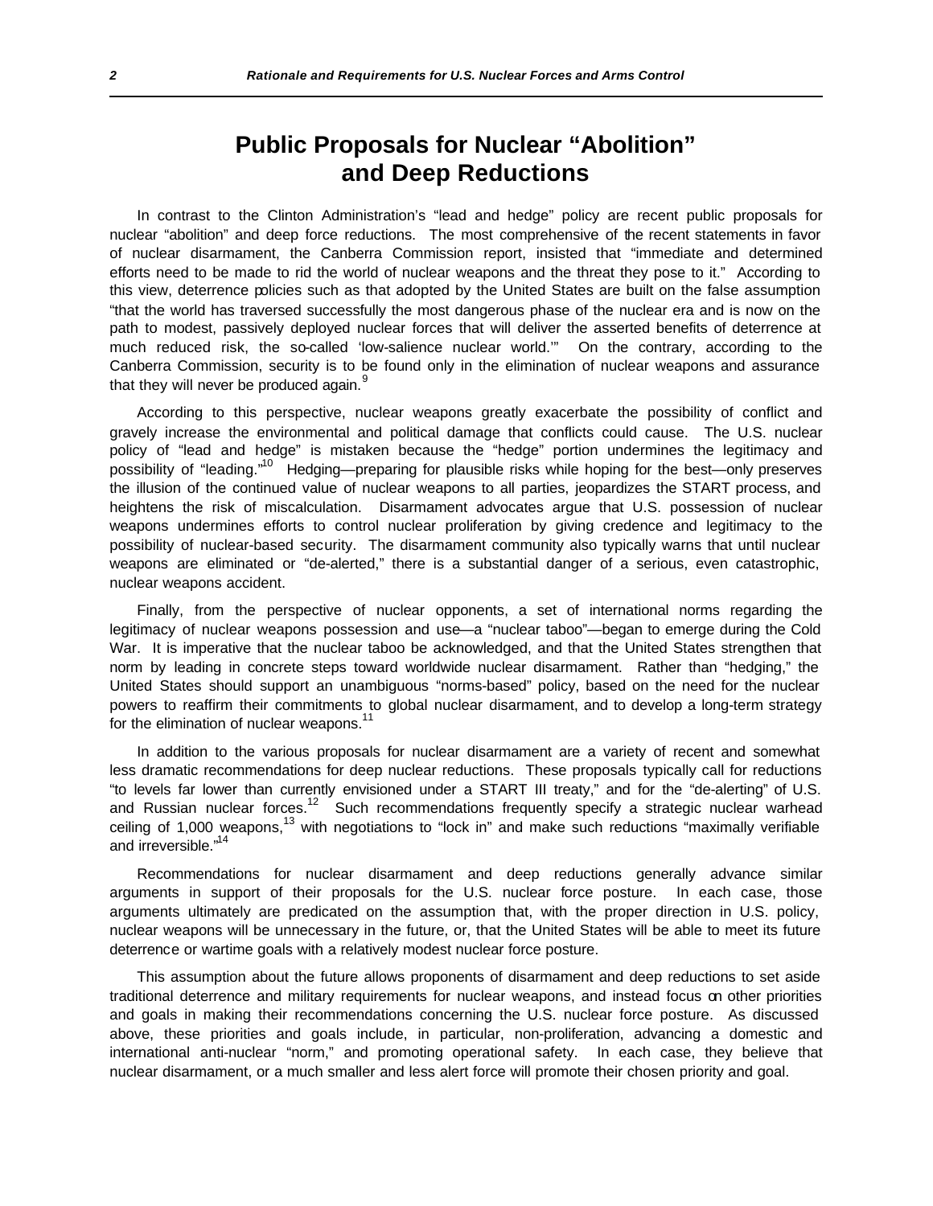# Public Proposals for Nuclear "Abolition" and Deep Reductions

In contrast to the Clinton Administration's "lead and hedge" policy are recent public proposals for nuclear "abolition" and deep force reductions. The most comprehensive of the recent statements in favor of nuclear disarmament, the Canberra Commission report, insisted that "immediate and determined efforts need to be made to rid the world of nuclear weapons and the threat they pose to it." According to this view, deterrence policies such as that adopted by the United States are built on the false assumption "that the world has traversed successfully the most dangerous phase of the nuclear era and is now on the path to modest, passively deployed nuclear forces that will deliver the asserted benefits of deterrence at much reduced risk, the so-called 'low-salience nuclear world.'" On the contrary, according to the Canberra Commission, security is to be found only in the elimination of nuclear weapons and assurance that they will never be produced again.[9]

According to this perspective, nuclear weapons greatly exacerbate the possibility of conflict and gravely increase the environmental and political damage that conflicts could cause. The U.S. nuclear policy of "lead and hedge" is mistaken because the "hedge" portion undermines the legitimacy and possibility of "leading."[10] Hedging—preparing for plausible risks while hoping for the best—only preserves the illusion of the continued value of nuclear weapons to all parties, jeopardizes the START process, and heightens the risk of miscalculation. Disarmament advocates argue that U.S. possession of nuclear weapons undermines efforts to control nuclear proliferation by giving credence and legitimacy to the possibility of nuclear-based security. The disarmament community also typically warns that until nuclear weapons are eliminated or "de-alerted," there is a substantial danger of a serious, even catastrophic, nuclear weapons accident.

Finally, from the perspective of nuclear opponents, a set of international norms regarding the legitimacy of nuclear weapons possession and use—a "nuclear taboo"—began to emerge during the Cold War. It is imperative that the nuclear taboo be acknowledged, and that the United States strengthen that norm by leading in concrete steps toward worldwide nuclear disarmament. Rather than "hedging," the United States should support an unambiguous "norms-based" policy, based on the need for the nuclear powers to reaffirm their commitments to global nuclear disarmament, and to develop a long-term strategy for the elimination of nuclear weapons.[11]

In addition to the various proposals for nuclear disarmament are a variety of recent and somewhat less dramatic recommendations for deep nuclear reductions. These proposals typically call for reductions "to levels far lower than currently envisioned under a START III treaty," and for the "de-alerting" of U.S. and Russian nuclear forces.[12] Such recommendations frequently specify a strategic nuclear warhead ceiling of 1,000 weapons,[13] with negotiations to "lock in" and make such reductions "maximally verifiable and irreversible."[14]

Recommendations for nuclear disarmament and deep reductions generally advance similar arguments in support of their proposals for the U.S. nuclear force posture. In each case, those arguments ultimately are predicated on the assumption that, with the proper direction in U.S. policy, nuclear weapons will be unnecessary in the future, or, that the United States will be able to meet its future deterrence or wartime goals with a relatively modest nuclear force posture.

This assumption about the future allows proponents of disarmament and deep reductions to set aside traditional deterrence and military requirements for nuclear weapons, and instead focus on other priorities and goals in making their recommendations concerning the U.S. nuclear force posture. As discussed above, these priorities and goals include, in particular, non-proliferation, advancing a domestic and international anti-nuclear "norm," and promoting operational safety. In each case, they believe that nuclear disarmament, or a much smaller and less alert force will promote their chosen priority and goal.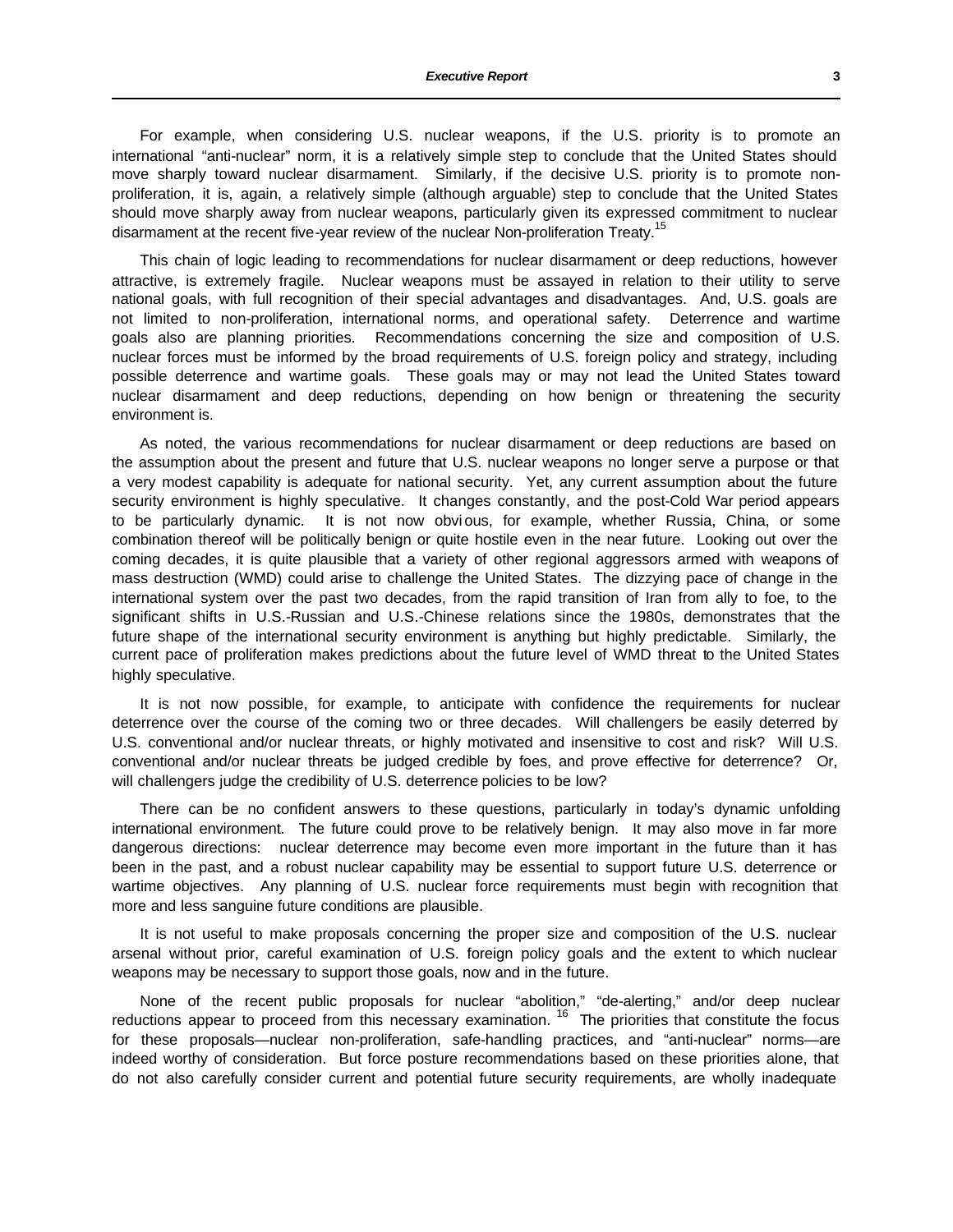For example, when considering U.S. nuclear weapons, if the U.S. priority is to promote an international "anti-nuclear" norm, it is a relatively simple step to conclude that the United States should move sharply toward nuclear disarmament. Similarly, if the decisive U.S. priority is to promote non-proliferation, it is, again, a relatively simple (although arguable) step to conclude that the United States should move sharply away from nuclear weapons, particularly given its expressed commitment to nuclear disarmament at the recent five-year review of the nuclear Non-proliferation Treaty.[15]

This chain of logic leading to recommendations for nuclear disarmament or deep reductions, however attractive, is extremely fragile. Nuclear weapons must be assayed in relation to their utility to serve national goals, with full recognition of their special advantages and disadvantages. And, U.S. goals are not limited to non-proliferation, international norms, and operational safety. Deterrence and wartime goals also are planning priorities. Recommendations concerning the size and composition of U.S. nuclear forces must be informed by the broad requirements of U.S. foreign policy and strategy, including possible deterrence and wartime goals. These goals may or may not lead the United States toward nuclear disarmament and deep reductions, depending on how benign or threatening the security environment is.

As noted, the various recommendations for nuclear disarmament or deep reductions are based on the assumption about the present and future that U.S. nuclear weapons no longer serve a purpose or that a very modest capability is adequate for national security. Yet, any current assumption about the future security environment is highly speculative. It changes constantly, and the post-Cold War period appears to be particularly dynamic. It is not now obvious, for example, whether Russia, China, or some combination thereof will be politically benign or quite hostile even in the near future. Looking out over the coming decades, it is quite plausible that a variety of other regional aggressors armed with weapons of mass destruction (WMD) could arise to challenge the United States. The dizzying pace of change in the international system over the past two decades, from the rapid transition of Iran from ally to foe, to the significant shifts in U.S.-Russian and U.S.-Chinese relations since the 1980s, demonstrates that the future shape of the international security environment is anything but highly predictable. Similarly, the current pace of proliferation makes predictions about the future level of WMD threat to the United States highly speculative.

It is not now possible, for example, to anticipate with confidence the requirements for nuclear deterrence over the course of the coming two or three decades. Will challengers be easily deterred by U.S. conventional and/or nuclear threats, or highly motivated and insensitive to cost and risk? Will U.S. conventional and/or nuclear threats be judged credible by foes, and prove effective for deterrence? Or, will challengers judge the credibility of U.S. deterrence policies to be low?

There can be no confident answers to these questions, particularly in today's dynamic unfolding international environment. The future could prove to be relatively benign. It may also move in far more dangerous directions: nuclear deterrence may become even more important in the future than it has been in the past, and a robust nuclear capability may be essential to support future U.S. deterrence or wartime objectives. Any planning of U.S. nuclear force requirements must begin with recognition that more and less sanguine future conditions are plausible.

It is not useful to make proposals concerning the proper size and composition of the U.S. nuclear arsenal without prior, careful examination of U.S. foreign policy goals and the extent to which nuclear weapons may be necessary to support those goals, now and in the future.

None of the recent public proposals for nuclear "abolition," "de-alerting," and/or deep nuclear reductions appear to proceed from this necessary examination.[16] The priorities that constitute the focus for these proposals—nuclear non-proliferation, safe-handling practices, and "anti-nuclear" norms—are indeed worthy of consideration. But force posture recommendations based on these priorities alone, that do not also carefully consider current and potential future security requirements, are wholly inadequate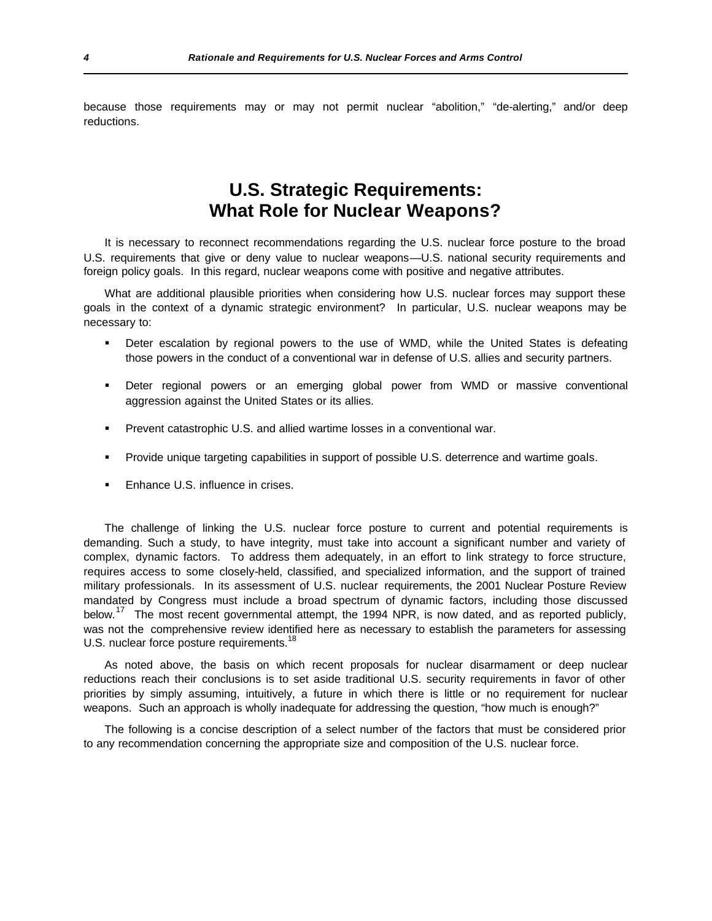because those requirements may or may not permit nuclear "abolition," "de-alerting," and/or deep reductions.

## U.S. Strategic Requirements: What Role for Nuclear Weapons?

It is necessary to reconnect recommendations regarding the U.S. nuclear force posture to the broad U.S. requirements that give or deny value to nuclear weapons—U.S. national security requirements and foreign policy goals. In this regard, nuclear weapons come with positive and negative attributes.

What are additional plausible priorities when considering how U.S. nuclear forces may support these goals in the context of a dynamic strategic environment? In particular, U.S. nuclear weapons may be necessary to:

- Deter escalation by regional powers to the use of WMD, while the United States is defeating those powers in the conduct of a conventional war in defense of U.S. allies and security partners.
- Deter regional powers or an emerging global power from WMD or massive conventional aggression against the United States or its allies.
- Prevent catastrophic U.S. and allied wartime losses in a conventional war.
- Provide unique targeting capabilities in support of possible U.S. deterrence and wartime goals.
- Enhance U.S. influence in crises.

The challenge of linking the U.S. nuclear force posture to current and potential requirements is demanding. Such a study, to have integrity, must take into account a significant number and variety of complex, dynamic factors. To address them adequately, in an effort to link strategy to force structure, requires access to some closely-held, classified, and specialized information, and the support of trained military professionals. In its assessment of U.S. nuclear requirements, the 2001 Nuclear Posture Review mandated by Congress must include a broad spectrum of dynamic factors, including those discussed below.[17] The most recent governmental attempt, the 1994 NPR, is now dated, and as reported publicly, was not the comprehensive review identified here as necessary to establish the parameters for assessing U.S. nuclear force posture requirements.[18]

As noted above, the basis on which recent proposals for nuclear disarmament or deep nuclear reductions reach their conclusions is to set aside traditional U.S. security requirements in favor of other priorities by simply assuming, intuitively, a future in which there is little or no requirement for nuclear weapons. Such an approach is wholly inadequate for addressing the question, "how much is enough?"

The following is a concise description of a select number of the factors that must be considered prior to any recommendation concerning the appropriate size and composition of the U.S. nuclear force.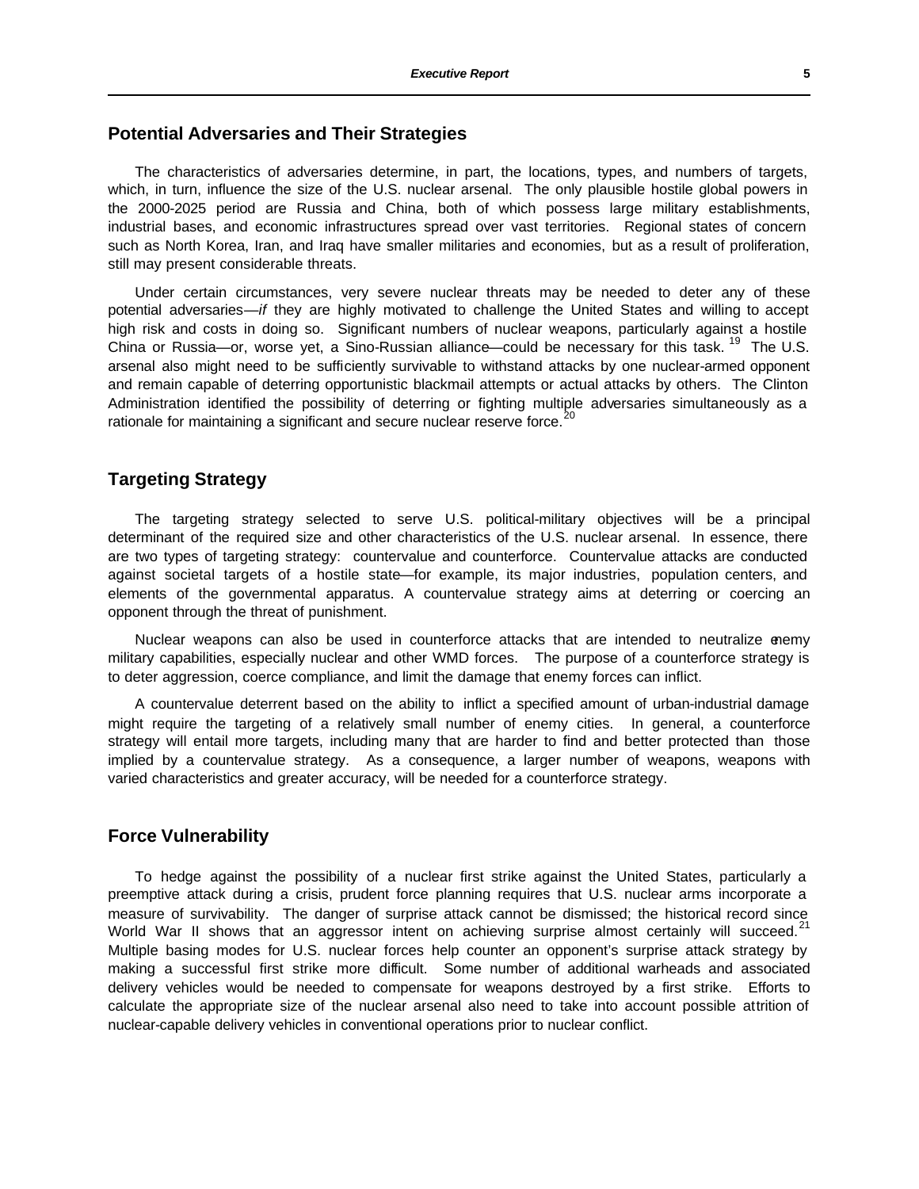## Potential Adversaries and Their Strategies

The characteristics of adversaries determine, in part, the locations, types, and numbers of targets, which, in turn, influence the size of the U.S. nuclear arsenal. The only plausible hostile global powers in the 2000-2025 period are Russia and China, both of which possess large military establishments, industrial bases, and economic infrastructures spread over vast territories. Regional states of concern such as North Korea, Iran, and Iraq have smaller militaries and economies, but as a result of proliferation, still may present considerable threats.

Under certain circumstances, very severe nuclear threats may be needed to deter any of these potential adversaries—*if* they are highly motivated to challenge the United States and willing to accept high risk and costs in doing so. Significant numbers of nuclear weapons, particularly against a hostile China or Russia—or, worse yet, a Sino-Russian alliance—could be necessary for this task.[19] The U.S. arsenal also might need to be sufficiently survivable to withstand attacks by one nuclear-armed opponent and remain capable of deterring opportunistic blackmail attempts or actual attacks by others. The Clinton Administration identified the possibility of deterring or fighting multiple adversaries simultaneously as a rationale for maintaining a significant and secure nuclear reserve force.[20]

## Targeting Strategy

The targeting strategy selected to serve U.S. political-military objectives will be a principal determinant of the required size and other characteristics of the U.S. nuclear arsenal. In essence, there are two types of targeting strategy: countervalue and counterforce. Countervalue attacks are conducted against societal targets of a hostile state—for example, its major industries, population centers, and elements of the governmental apparatus. A countervalue strategy aims at deterring or coercing an opponent through the threat of punishment.

Nuclear weapons can also be used in counterforce attacks that are intended to neutralize enemy military capabilities, especially nuclear and other WMD forces. The purpose of a counterforce strategy is to deter aggression, coerce compliance, and limit the damage that enemy forces can inflict.

A countervalue deterrent based on the ability to inflict a specified amount of urban-industrial damage might require the targeting of a relatively small number of enemy cities. In general, a counterforce strategy will entail more targets, including many that are harder to find and better protected than those implied by a countervalue strategy. As a consequence, a larger number of weapons, weapons with varied characteristics and greater accuracy, will be needed for a counterforce strategy.

## Force Vulnerability

To hedge against the possibility of a nuclear first strike against the United States, particularly a preemptive attack during a crisis, prudent force planning requires that U.S. nuclear arms incorporate a measure of survivability. The danger of surprise attack cannot be dismissed; the historical record since World War II shows that an aggressor intent on achieving surprise almost certainly will succeed.[21] Multiple basing modes for U.S. nuclear forces help counter an opponent's surprise attack strategy by making a successful first strike more difficult. Some number of additional warheads and associated delivery vehicles would be needed to compensate for weapons destroyed by a first strike. Efforts to calculate the appropriate size of the nuclear arsenal also need to take into account possible attrition of nuclear-capable delivery vehicles in conventional operations prior to nuclear conflict.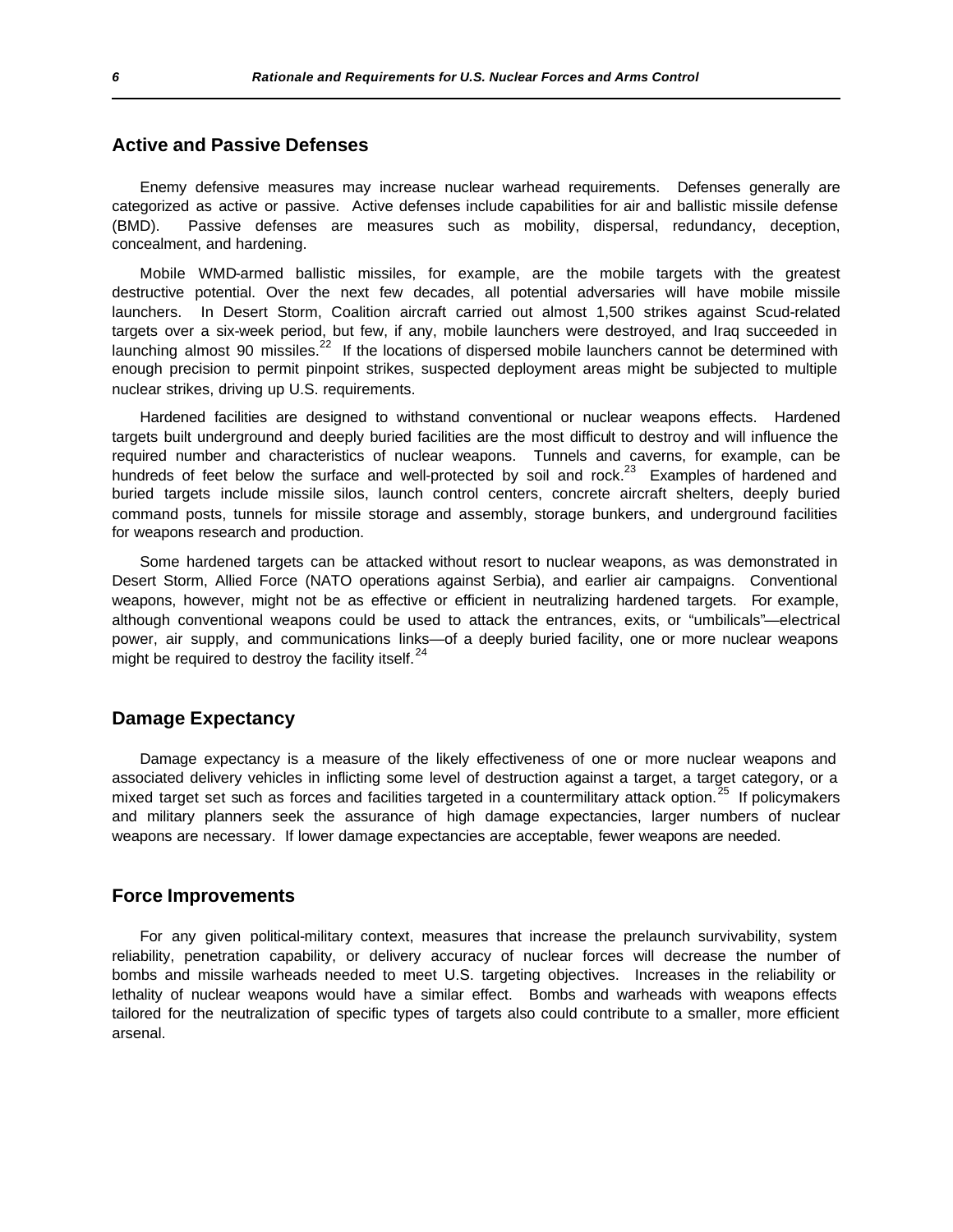## Active and Passive Defenses

Enemy defensive measures may increase nuclear warhead requirements. Defenses generally are categorized as active or passive. Active defenses include capabilities for air and ballistic missile defense (BMD). Passive defenses are measures such as mobility, dispersal, redundancy, deception, concealment, and hardening.

Mobile WMD-armed ballistic missiles, for example, are the mobile targets with the greatest destructive potential. Over the next few decades, all potential adversaries will have mobile missile launchers. In Desert Storm, Coalition aircraft carried out almost 1,500 strikes against Scud-related targets over a six-week period, but few, if any, mobile launchers were destroyed, and Iraq succeeded in launching almost 90 missiles.[22] If the locations of dispersed mobile launchers cannot be determined with enough precision to permit pinpoint strikes, suspected deployment areas might be subjected to multiple nuclear strikes, driving up U.S. requirements.

Hardened facilities are designed to withstand conventional or nuclear weapons effects. Hardened targets built underground and deeply buried facilities are the most difficult to destroy and will influence the required number and characteristics of nuclear weapons. Tunnels and caverns, for example, can be hundreds of feet below the surface and well-protected by soil and rock.[23] Examples of hardened and buried targets include missile silos, launch control centers, concrete aircraft shelters, deeply buried command posts, tunnels for missile storage and assembly, storage bunkers, and underground facilities for weapons research and production.

Some hardened targets can be attacked without resort to nuclear weapons, as was demonstrated in Desert Storm, Allied Force (NATO operations against Serbia), and earlier air campaigns. Conventional weapons, however, might not be as effective or efficient in neutralizing hardened targets. For example, although conventional weapons could be used to attack the entrances, exits, or "umbilicals"—electrical power, air supply, and communications links—of a deeply buried facility, one or more nuclear weapons might be required to destroy the facility itself.[24]

## Damage Expectancy

Damage expectancy is a measure of the likely effectiveness of one or more nuclear weapons and associated delivery vehicles in inflicting some level of destruction against a target, a target category, or a mixed target set such as forces and facilities targeted in a countermilitary attack option.[25] If policymakers and military planners seek the assurance of high damage expectancies, larger numbers of nuclear weapons are necessary. If lower damage expectancies are acceptable, fewer weapons are needed.

## Force Improvements

For any given political-military context, measures that increase the prelaunch survivability, system reliability, penetration capability, or delivery accuracy of nuclear forces will decrease the number of bombs and missile warheads needed to meet U.S. targeting objectives. Increases in the reliability or lethality of nuclear weapons would have a similar effect. Bombs and warheads with weapons effects tailored for the neutralization of specific types of targets also could contribute to a smaller, more efficient arsenal.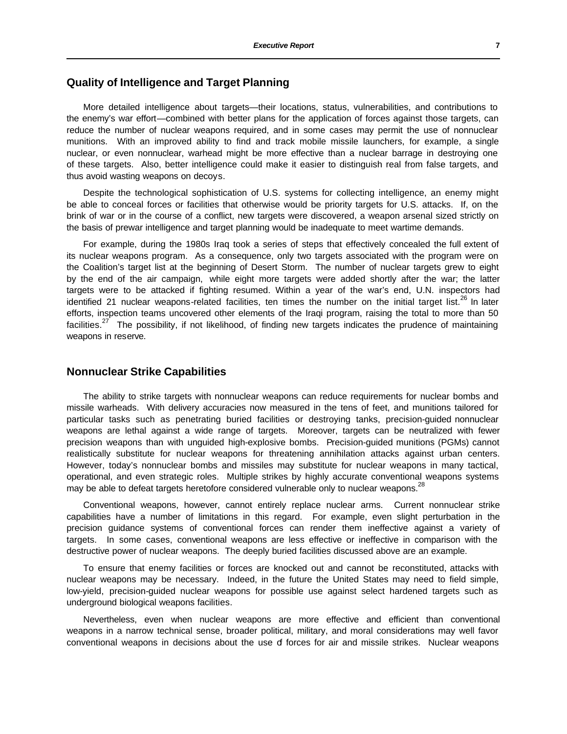## Quality of Intelligence and Target Planning

More detailed intelligence about targets—their locations, status, vulnerabilities, and contributions to the enemy's war effort—combined with better plans for the application of forces against those targets, can reduce the number of nuclear weapons required, and in some cases may permit the use of nonnuclear munitions. With an improved ability to find and track mobile missile launchers, for example, a single nuclear, or even nonnuclear, warhead might be more effective than a nuclear barrage in destroying one of these targets. Also, better intelligence could make it easier to distinguish real from false targets, and thus avoid wasting weapons on decoys.

Despite the technological sophistication of U.S. systems for collecting intelligence, an enemy might be able to conceal forces or facilities that otherwise would be priority targets for U.S. attacks. If, on the brink of war or in the course of a conflict, new targets were discovered, a weapon arsenal sized strictly on the basis of prewar intelligence and target planning would be inadequate to meet wartime demands.

For example, during the 1980s Iraq took a series of steps that effectively concealed the full extent of its nuclear weapons program. As a consequence, only two targets associated with the program were on the Coalition's target list at the beginning of Desert Storm. The number of nuclear targets grew to eight by the end of the air campaign, while eight more targets were added shortly after the war; the latter targets were to be attacked if fighting resumed. Within a year of the war's end, U.N. inspectors had identified 21 nuclear weapons-related facilities, ten times the number on the initial target list.[26] In later efforts, inspection teams uncovered other elements of the Iraqi program, raising the total to more than 50 facilities.[27] The possibility, if not likelihood, of finding new targets indicates the prudence of maintaining weapons in reserve.

## Nonnuclear Strike Capabilities

The ability to strike targets with nonnuclear weapons can reduce requirements for nuclear bombs and missile warheads. With delivery accuracies now measured in the tens of feet, and munitions tailored for particular tasks such as penetrating buried facilities or destroying tanks, precision-guided nonnuclear weapons are lethal against a wide range of targets. Moreover, targets can be neutralized with fewer precision weapons than with unguided high-explosive bombs. Precision-guided munitions (PGMs) cannot realistically substitute for nuclear weapons for threatening annihilation attacks against urban centers. However, today's nonnuclear bombs and missiles may substitute for nuclear weapons in many tactical, operational, and even strategic roles. Multiple strikes by highly accurate conventional weapons systems may be able to defeat targets heretofore considered vulnerable only to nuclear weapons.[28]

Conventional weapons, however, cannot entirely replace nuclear arms. Current nonnuclear strike capabilities have a number of limitations in this regard. For example, even slight perturbation in the precision guidance systems of conventional forces can render them ineffective against a variety of targets. In some cases, conventional weapons are less effective or ineffective in comparison with the destructive power of nuclear weapons. The deeply buried facilities discussed above are an example.

To ensure that enemy facilities or forces are knocked out and cannot be reconstituted, attacks with nuclear weapons may be necessary. Indeed, in the future the United States may need to field simple, low-yield, precision-guided nuclear weapons for possible use against select hardened targets such as underground biological weapons facilities.

Nevertheless, even when nuclear weapons are more effective and efficient than conventional weapons in a narrow technical sense, broader political, military, and moral considerations may well favor conventional weapons in decisions about the use of forces for air and missile strikes. Nuclear weapons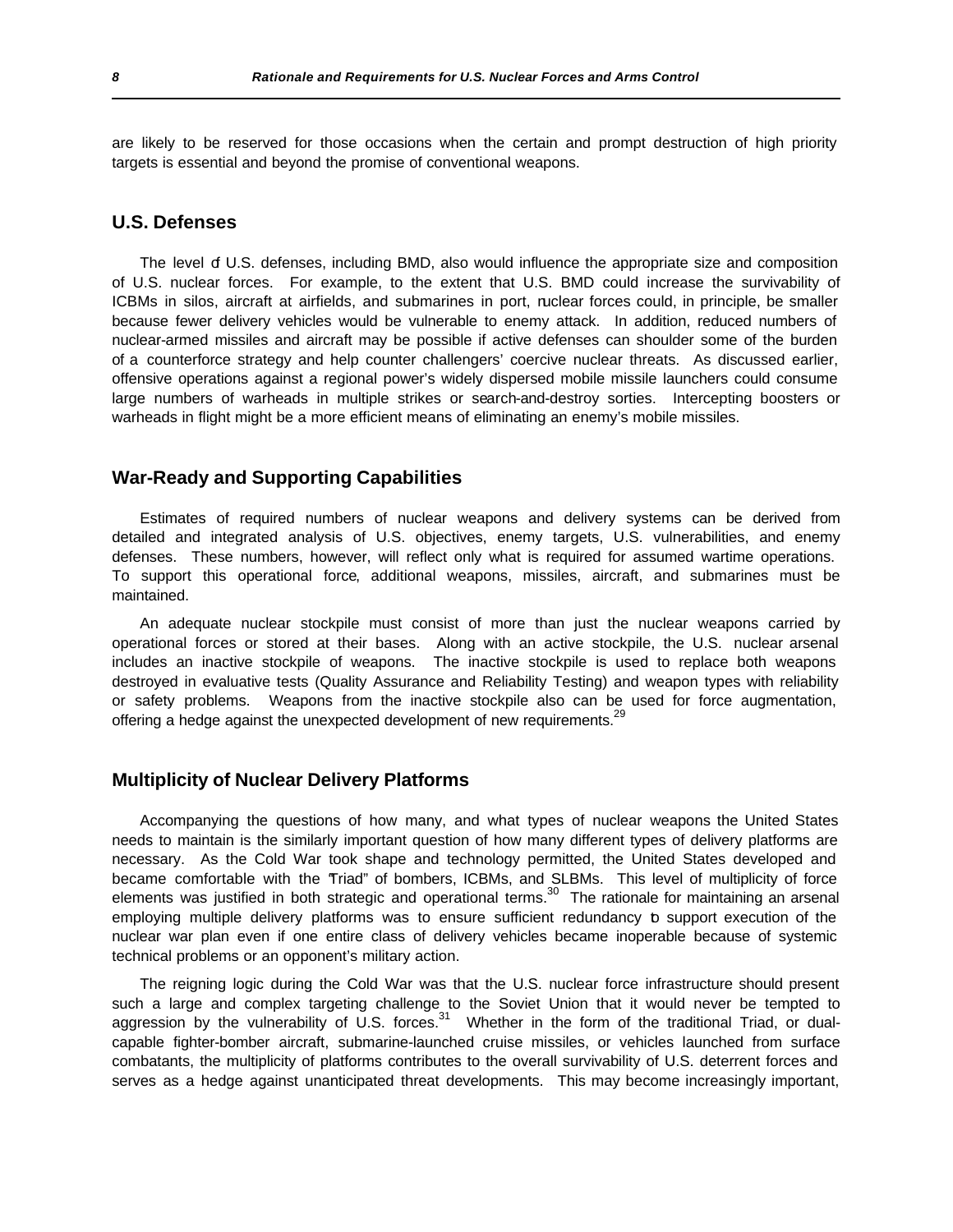are likely to be reserved for those occasions when the certain and prompt destruction of high priority targets is essential and beyond the promise of conventional weapons.

## U.S. Defenses

The level of U.S. defenses, including BMD, also would influence the appropriate size and composition of U.S. nuclear forces. For example, to the extent that U.S. BMD could increase the survivability of ICBMs in silos, aircraft at airfields, and submarines in port, nuclear forces could, in principle, be smaller because fewer delivery vehicles would be vulnerable to enemy attack. In addition, reduced numbers of nuclear-armed missiles and aircraft may be possible if active defenses can shoulder some of the burden of a counterforce strategy and help counter challengers' coercive nuclear threats. As discussed earlier, offensive operations against a regional power's widely dispersed mobile missile launchers could consume large numbers of warheads in multiple strikes or search-and-destroy sorties. Intercepting boosters or warheads in flight might be a more efficient means of eliminating an enemy's mobile missiles.

## War-Ready and Supporting Capabilities

Estimates of required numbers of nuclear weapons and delivery systems can be derived from detailed and integrated analysis of U.S. objectives, enemy targets, U.S. vulnerabilities, and enemy defenses. These numbers, however, will reflect only what is required for assumed wartime operations. To support this operational force, additional weapons, missiles, aircraft, and submarines must be maintained.

An adequate nuclear stockpile must consist of more than just the nuclear weapons carried by operational forces or stored at their bases. Along with an active stockpile, the U.S. nuclear arsenal includes an inactive stockpile of weapons. The inactive stockpile is used to replace both weapons destroyed in evaluative tests (Quality Assurance and Reliability Testing) and weapon types with reliability or safety problems. Weapons from the inactive stockpile also can be used for force augmentation, offering a hedge against the unexpected development of new requirements.[29]

## Multiplicity of Nuclear Delivery Platforms

Accompanying the questions of how many, and what types of nuclear weapons the United States needs to maintain is the similarly important question of how many different types of delivery platforms are necessary. As the Cold War took shape and technology permitted, the United States developed and became comfortable with the "Triad" of bombers, ICBMs, and SLBMs. This level of multiplicity of force elements was justified in both strategic and operational terms.[30] The rationale for maintaining an arsenal employing multiple delivery platforms was to ensure sufficient redundancy to support execution of the nuclear war plan even if one entire class of delivery vehicles became inoperable because of systemic technical problems or an opponent's military action.

The reigning logic during the Cold War was that the U.S. nuclear force infrastructure should present such a large and complex targeting challenge to the Soviet Union that it would never be tempted to aggression by the vulnerability of U.S. forces.[31] Whether in the form of the traditional Triad, or dual-capable fighter-bomber aircraft, submarine-launched cruise missiles, or vehicles launched from surface combatants, the multiplicity of platforms contributes to the overall survivability of U.S. deterrent forces and serves as a hedge against unanticipated threat developments. This may become increasingly important,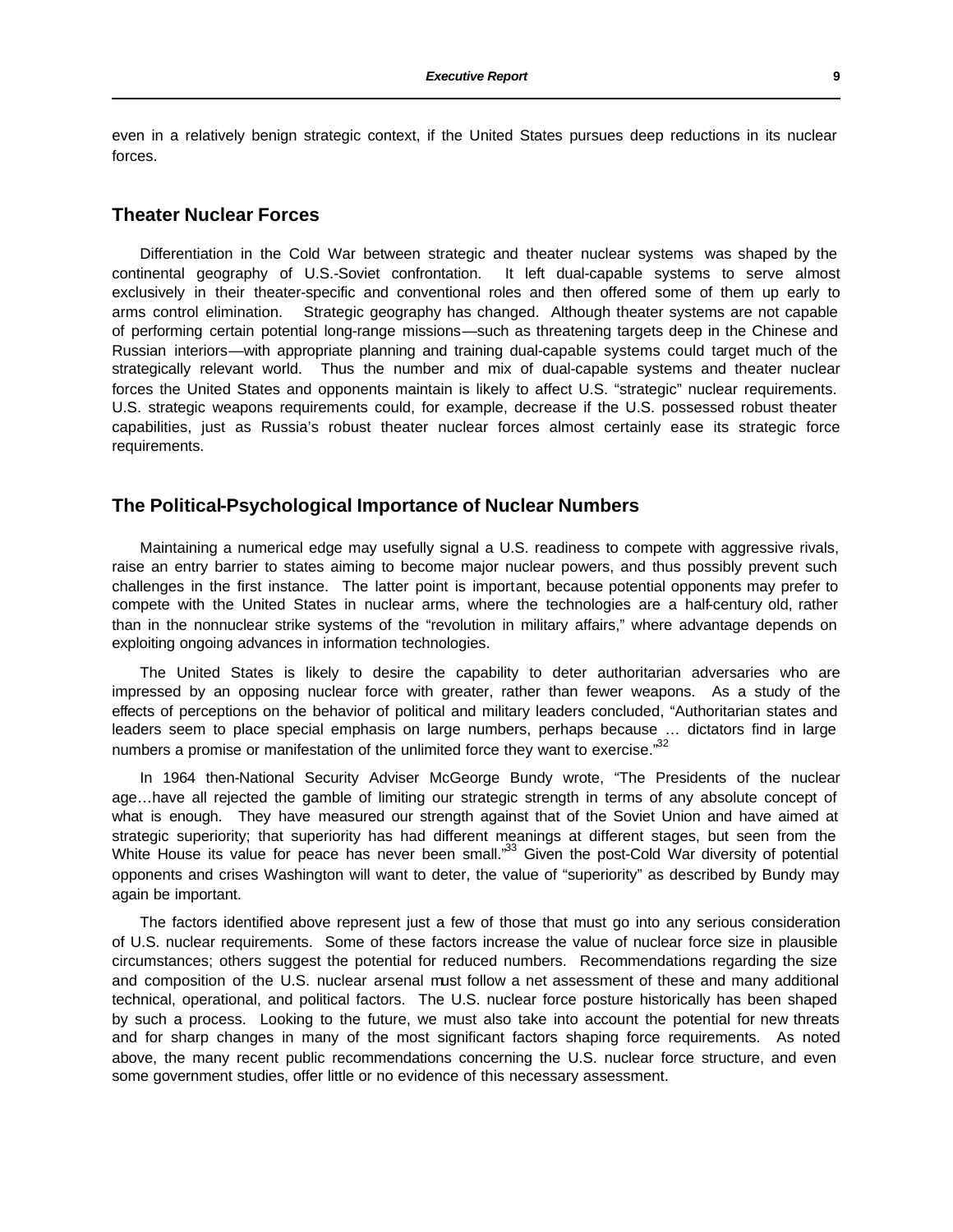even in a relatively benign strategic context, if the United States pursues deep reductions in its nuclear forces.

## Theater Nuclear Forces

Differentiation in the Cold War between strategic and theater nuclear systems was shaped by the continental geography of U.S.-Soviet confrontation. It left dual-capable systems to serve almost exclusively in their theater-specific and conventional roles and then offered some of them up early to arms control elimination. Strategic geography has changed. Although theater systems are not capable of performing certain potential long-range missions—such as threatening targets deep in the Chinese and Russian interiors—with appropriate planning and training dual-capable systems could target much of the strategically relevant world. Thus the number and mix of dual-capable systems and theater nuclear forces the United States and opponents maintain is likely to affect U.S. "strategic" nuclear requirements. U.S. strategic weapons requirements could, for example, decrease if the U.S. possessed robust theater capabilities, just as Russia's robust theater nuclear forces almost certainly ease its strategic force requirements.

## The Political-Psychological Importance of Nuclear Numbers

Maintaining a numerical edge may usefully signal a U.S. readiness to compete with aggressive rivals, raise an entry barrier to states aiming to become major nuclear powers, and thus possibly prevent such challenges in the first instance. The latter point is important, because potential opponents may prefer to compete with the United States in nuclear arms, where the technologies are a half-century old, rather than in the nonnuclear strike systems of the "revolution in military affairs," where advantage depends on exploiting ongoing advances in information technologies.

The United States is likely to desire the capability to deter authoritarian adversaries who are impressed by an opposing nuclear force with greater, rather than fewer weapons. As a study of the effects of perceptions on the behavior of political and military leaders concluded, "Authoritarian states and leaders seem to place special emphasis on large numbers, perhaps because … dictators find in large numbers a promise or manifestation of the unlimited force they want to exercise."[32]

In 1964 then-National Security Adviser McGeorge Bundy wrote, "The Presidents of the nuclear age…have all rejected the gamble of limiting our strategic strength in terms of any absolute concept of what is enough. They have measured our strength against that of the Soviet Union and have aimed at strategic superiority; that superiority has had different meanings at different stages, but seen from the White House its value for peace has never been small."[33] Given the post-Cold War diversity of potential opponents and crises Washington will want to deter, the value of "superiority" as described by Bundy may again be important.

The factors identified above represent just a few of those that must go into any serious consideration of U.S. nuclear requirements. Some of these factors increase the value of nuclear force size in plausible circumstances; others suggest the potential for reduced numbers. Recommendations regarding the size and composition of the U.S. nuclear arsenal must follow a net assessment of these and many additional technical, operational, and political factors. The U.S. nuclear force posture historically has been shaped by such a process. Looking to the future, we must also take into account the potential for new threats and for sharp changes in many of the most significant factors shaping force requirements. As noted above, the many recent public recommendations concerning the U.S. nuclear force structure, and even some government studies, offer little or no evidence of this necessary assessment.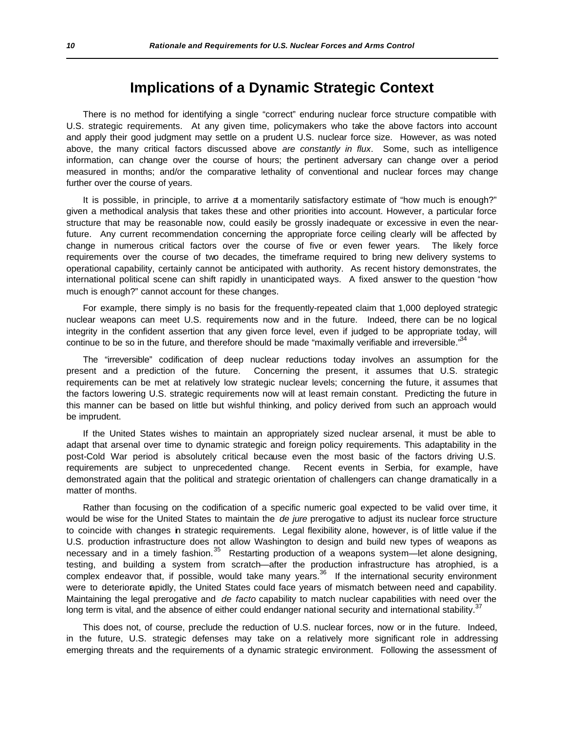## Implications of a Dynamic Strategic Context

There is no method for identifying a single "correct" enduring nuclear force structure compatible with U.S. strategic requirements. At any given time, policymakers who take the above factors into account and apply their good judgment may settle on a prudent U.S. nuclear force size. However, as was noted above, the many critical factors discussed above *are constantly in flux*. Some, such as intelligence information, can change over the course of hours; the pertinent adversary can change over a period measured in months; and/or the comparative lethality of conventional and nuclear forces may change further over the course of years.

It is possible, in principle, to arrive at a momentarily satisfactory estimate of "how much is enough?" given a methodical analysis that takes these and other priorities into account. However, a particular force structure that may be reasonable now, could easily be grossly inadequate or excessive in even the near-future. Any current recommendation concerning the appropriate force ceiling clearly will be affected by change in numerous critical factors over the course of five or even fewer years. The likely force requirements over the course of two decades, the timeframe required to bring new delivery systems to operational capability, certainly cannot be anticipated with authority. As recent history demonstrates, the international political scene can shift rapidly in unanticipated ways. A fixed answer to the question "how much is enough?" cannot account for these changes.

For example, there simply is no basis for the frequently-repeated claim that 1,000 deployed strategic nuclear weapons can meet U.S. requirements now and in the future. Indeed, there can be no logical integrity in the confident assertion that any given force level, even if judged to be appropriate today, will continue to be so in the future, and therefore should be made "maximally verifiable and irreversible."[34]

The "irreversible" codification of deep nuclear reductions today involves an assumption for the present and a prediction of the future. Concerning the present, it assumes that U.S. strategic requirements can be met at relatively low strategic nuclear levels; concerning the future, it assumes that the factors lowering U.S. strategic requirements now will at least remain constant. Predicting the future in this manner can be based on little but wishful thinking, and policy derived from such an approach would be imprudent.

If the United States wishes to maintain an appropriately sized nuclear arsenal, it must be able to adapt that arsenal over time to dynamic strategic and foreign policy requirements. This adaptability in the post-Cold War period is absolutely critical because even the most basic of the factors driving U.S. requirements are subject to unprecedented change. Recent events in Serbia, for example, have demonstrated again that the political and strategic orientation of challengers can change dramatically in a matter of months.

Rather than focusing on the codification of a specific numeric goal expected to be valid over time, it would be wise for the United States to maintain the *de jure* prerogative to adjust its nuclear force structure to coincide with changes in strategic requirements. Legal flexibility alone, however, is of little value if the U.S. production infrastructure does not allow Washington to design and build new types of weapons as necessary and in a timely fashion.[35] Restarting production of a weapons system—let alone designing, testing, and building a system from scratch—after the production infrastructure has atrophied, is a complex endeavor that, if possible, would take many years.[36] If the international security environment were to deteriorate rapidly, the United States could face years of mismatch between need and capability. Maintaining the legal prerogative and *de facto* capability to match nuclear capabilities with need over the long term is vital, and the absence of either could endanger national security and international stability.[37]

This does not, of course, preclude the reduction of U.S. nuclear forces, now or in the future. Indeed, in the future, U.S. strategic defenses may take on a relatively more significant role in addressing emerging threats and the requirements of a dynamic strategic environment. Following the assessment of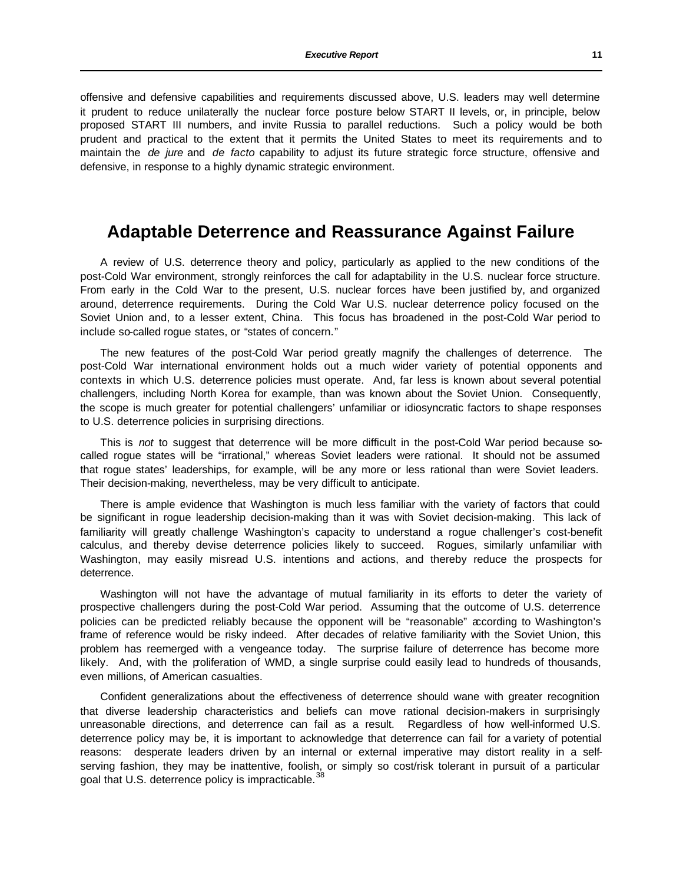offensive and defensive capabilities and requirements discussed above, U.S. leaders may well determine it prudent to reduce unilaterally the nuclear force posture below START II levels, or, in principle, below proposed START III numbers, and invite Russia to parallel reductions. Such a policy would be both prudent and practical to the extent that it permits the United States to meet its requirements and to maintain the *de jure* and *de facto* capability to adjust its future strategic force structure, offensive and defensive, in response to a highly dynamic strategic environment.

## Adaptable Deterrence and Reassurance Against Failure

A review of U.S. deterrence theory and policy, particularly as applied to the new conditions of the post-Cold War environment, strongly reinforces the call for adaptability in the U.S. nuclear force structure. From early in the Cold War to the present, U.S. nuclear forces have been justified by, and organized around, deterrence requirements. During the Cold War U.S. nuclear deterrence policy focused on the Soviet Union and, to a lesser extent, China. This focus has broadened in the post-Cold War period to include so-called rogue states, or "states of concern."

The new features of the post-Cold War period greatly magnify the challenges of deterrence. The post-Cold War international environment holds out a much wider variety of potential opponents and contexts in which U.S. deterrence policies must operate. And, far less is known about several potential challengers, including North Korea for example, than was known about the Soviet Union. Consequently, the scope is much greater for potential challengers' unfamiliar or idiosyncratic factors to shape responses to U.S. deterrence policies in surprising directions.

This is *not* to suggest that deterrence will be more difficult in the post-Cold War period because so-called rogue states will be "irrational," whereas Soviet leaders were rational. It should not be assumed that rogue states' leaderships, for example, will be any more or less rational than were Soviet leaders. Their decision-making, nevertheless, may be very difficult to anticipate.

There is ample evidence that Washington is much less familiar with the variety of factors that could be significant in rogue leadership decision-making than it was with Soviet decision-making. This lack of familiarity will greatly challenge Washington's capacity to understand a rogue challenger's cost-benefit calculus, and thereby devise deterrence policies likely to succeed. Rogues, similarly unfamiliar with Washington, may easily misread U.S. intentions and actions, and thereby reduce the prospects for deterrence.

Washington will not have the advantage of mutual familiarity in its efforts to deter the variety of prospective challengers during the post-Cold War period. Assuming that the outcome of U.S. deterrence policies can be predicted reliably because the opponent will be "reasonable" according to Washington's frame of reference would be risky indeed. After decades of relative familiarity with the Soviet Union, this problem has reemerged with a vengeance today. The surprise failure of deterrence has become more likely. And, with the proliferation of WMD, a single surprise could easily lead to hundreds of thousands, even millions, of American casualties.

Confident generalizations about the effectiveness of deterrence should wane with greater recognition that diverse leadership characteristics and beliefs can move rational decision-makers in surprisingly unreasonable directions, and deterrence can fail as a result. Regardless of how well-informed U.S. deterrence policy may be, it is important to acknowledge that deterrence can fail for a variety of potential reasons: desperate leaders driven by an internal or external imperative may distort reality in a self-serving fashion, they may be inattentive, foolish, or simply so cost/risk tolerant in pursuit of a particular goal that U.S. deterrence policy is impracticable.[38]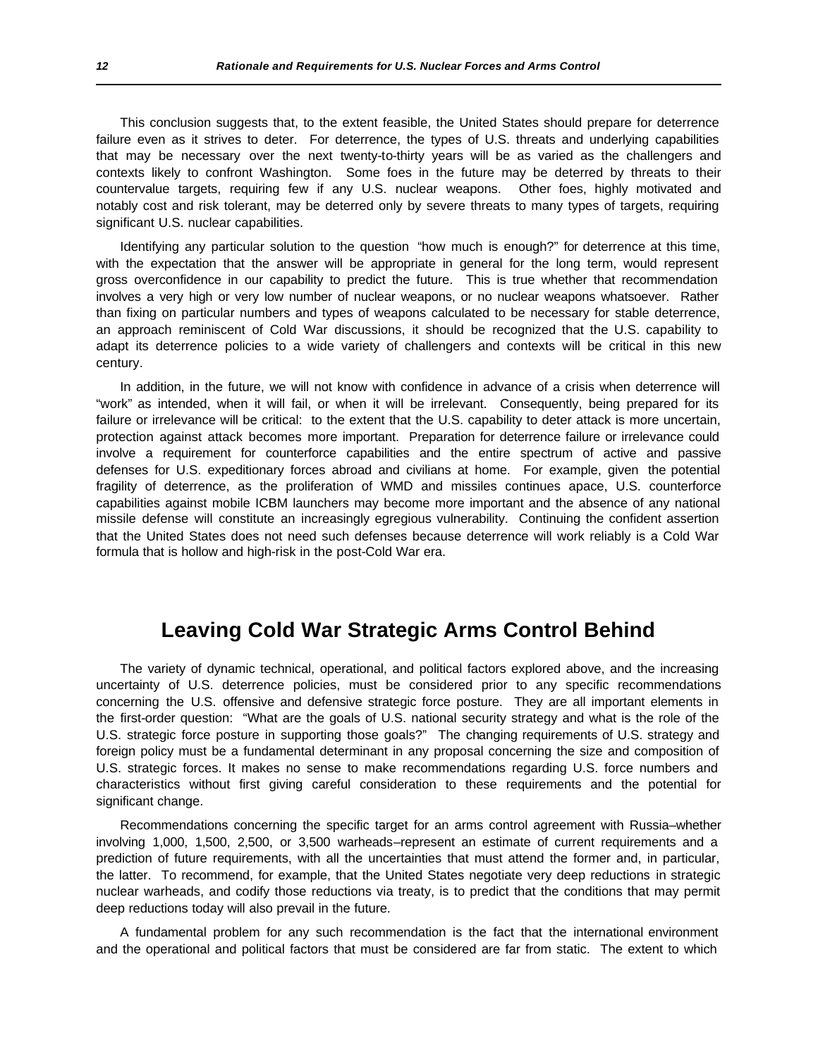This conclusion suggests that, to the extent feasible, the United States should prepare for deterrence failure even as it strives to deter. For deterrence, the types of U.S. threats and underlying capabilities that may be necessary over the next twenty-to-thirty years will be as varied as the challengers and contexts likely to confront Washington. Some foes in the future may be deterred by threats to their countervalue targets, requiring few if any U.S. nuclear weapons. Other foes, highly motivated and notably cost and risk tolerant, may be deterred only by severe threats to many types of targets, requiring significant U.S. nuclear capabilities.

Identifying any particular solution to the question "how much is enough?" for deterrence at this time, with the expectation that the answer will be appropriate in general for the long term, would represent gross overconfidence in our capability to predict the future. This is true whether that recommendation involves a very high or very low number of nuclear weapons, or no nuclear weapons whatsoever. Rather than fixing on particular numbers and types of weapons calculated to be necessary for stable deterrence, an approach reminiscent of Cold War discussions, it should be recognized that the U.S. capability to adapt its deterrence policies to a wide variety of challengers and contexts will be critical in this new century.

In addition, in the future, we will not know with confidence in advance of a crisis when deterrence will "work" as intended, when it will fail, or when it will be irrelevant. Consequently, being prepared for its failure or irrelevance will be critical: to the extent that the U.S. capability to deter attack is more uncertain, protection against attack becomes more important. Preparation for deterrence failure or irrelevance could involve a requirement for counterforce capabilities and the entire spectrum of active and passive defenses for U.S. expeditionary forces abroad and civilians at home. For example, given the potential fragility of deterrence, as the proliferation of WMD and missiles continues apace, U.S. counterforce capabilities against mobile ICBM launchers may become more important and the absence of any national missile defense will constitute an increasingly egregious vulnerability. Continuing the confident assertion that the United States does not need such defenses because deterrence will work reliably is a Cold War formula that is hollow and high-risk in the post-Cold War era.

## Leaving Cold War Strategic Arms Control Behind

The variety of dynamic technical, operational, and political factors explored above, and the increasing uncertainty of U.S. deterrence policies, must be considered prior to any specific recommendations concerning the U.S. offensive and defensive strategic force posture. They are all important elements in the first-order question: "What are the goals of U.S. national security strategy and what is the role of the U.S. strategic force posture in supporting those goals?" The changing requirements of U.S. strategy and foreign policy must be a fundamental determinant in any proposal concerning the size and composition of U.S. strategic forces. It makes no sense to make recommendations regarding U.S. force numbers and characteristics without first giving careful consideration to these requirements and the potential for significant change.

Recommendations concerning the specific target for an arms control agreement with Russia–whether involving 1,000, 1,500, 2,500, or 3,500 warheads–represent an estimate of current requirements and a prediction of future requirements, with all the uncertainties that must attend the former and, in particular, the latter. To recommend, for example, that the United States negotiate very deep reductions in strategic nuclear warheads, and codify those reductions via treaty, is to predict that the conditions that may permit deep reductions today will also prevail in the future.

A fundamental problem for any such recommendation is the fact that the international environment and the operational and political factors that must be considered are far from static. The extent to which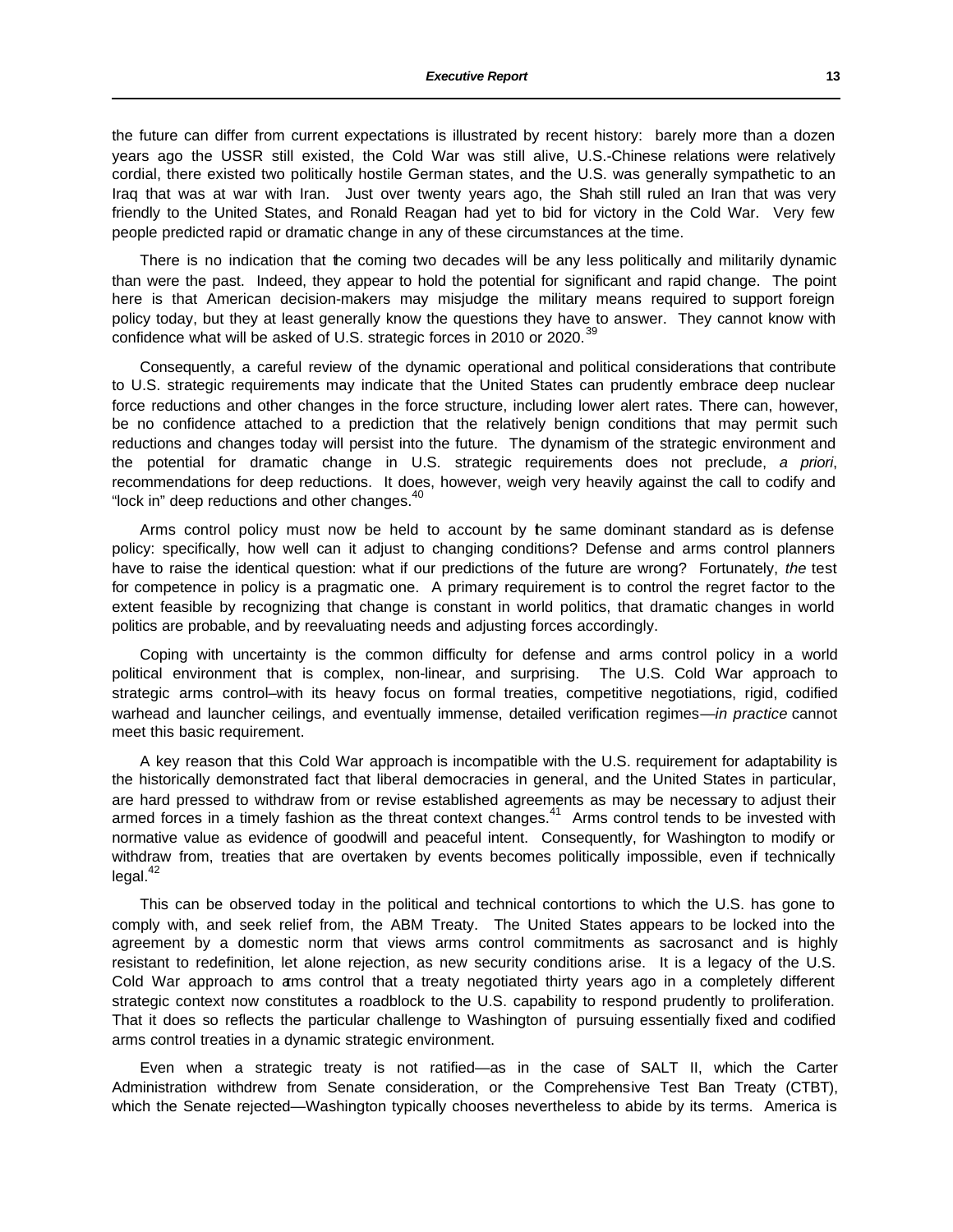the future can differ from current expectations is illustrated by recent history: barely more than a dozen years ago the USSR still existed, the Cold War was still alive, U.S.-Chinese relations were relatively cordial, there existed two politically hostile German states, and the U.S. was generally sympathetic to an Iraq that was at war with Iran. Just over twenty years ago, the Shah still ruled an Iran that was very friendly to the United States, and Ronald Reagan had yet to bid for victory in the Cold War. Very few people predicted rapid or dramatic change in any of these circumstances at the time.

There is no indication that the coming two decades will be any less politically and militarily dynamic than were the past. Indeed, they appear to hold the potential for significant and rapid change. The point here is that American decision-makers may misjudge the military means required to support foreign policy today, but they at least generally know the questions they have to answer. They cannot know with confidence what will be asked of U.S. strategic forces in 2010 or 2020.[39]

Consequently, a careful review of the dynamic operational and political considerations that contribute to U.S. strategic requirements may indicate that the United States can prudently embrace deep nuclear force reductions and other changes in the force structure, including lower alert rates. There can, however, be no confidence attached to a prediction that the relatively benign conditions that may permit such reductions and changes today will persist into the future. The dynamism of the strategic environment and the potential for dramatic change in U.S. strategic requirements does not preclude, *a priori*, recommendations for deep reductions. It does, however, weigh very heavily against the call to codify and "lock in" deep reductions and other changes.[40]

Arms control policy must now be held to account by the same dominant standard as is defense policy: specifically, how well can it adjust to changing conditions? Defense and arms control planners have to raise the identical question: what if our predictions of the future are wrong? Fortunately, *the* test for competence in policy is a pragmatic one. A primary requirement is to control the regret factor to the extent feasible by recognizing that change is constant in world politics, that dramatic changes in world politics are probable, and by reevaluating needs and adjusting forces accordingly.

Coping with uncertainty is the common difficulty for defense and arms control policy in a world political environment that is complex, non-linear, and surprising. The U.S. Cold War approach to strategic arms control–with its heavy focus on formal treaties, competitive negotiations, rigid, codified warhead and launcher ceilings, and eventually immense, detailed verification regimes—*in practice* cannot meet this basic requirement.

A key reason that this Cold War approach is incompatible with the U.S. requirement for adaptability is the historically demonstrated fact that liberal democracies in general, and the United States in particular, are hard pressed to withdraw from or revise established agreements as may be necessary to adjust their armed forces in a timely fashion as the threat context changes.[41] Arms control tends to be invested with normative value as evidence of goodwill and peaceful intent. Consequently, for Washington to modify or withdraw from, treaties that are overtaken by events becomes politically impossible, even if technically legal.[42]

This can be observed today in the political and technical contortions to which the U.S. has gone to comply with, and seek relief from, the ABM Treaty. The United States appears to be locked into the agreement by a domestic norm that views arms control commitments as sacrosanct and is highly resistant to redefinition, let alone rejection, as new security conditions arise. It is a legacy of the U.S. Cold War approach to arms control that a treaty negotiated thirty years ago in a completely different strategic context now constitutes a roadblock to the U.S. capability to respond prudently to proliferation. That it does so reflects the particular challenge to Washington of pursuing essentially fixed and codified arms control treaties in a dynamic strategic environment.

Even when a strategic treaty is not ratified—as in the case of SALT II, which the Carter Administration withdrew from Senate consideration, or the Comprehensive Test Ban Treaty (CTBT), which the Senate rejected—Washington typically chooses nevertheless to abide by its terms. America is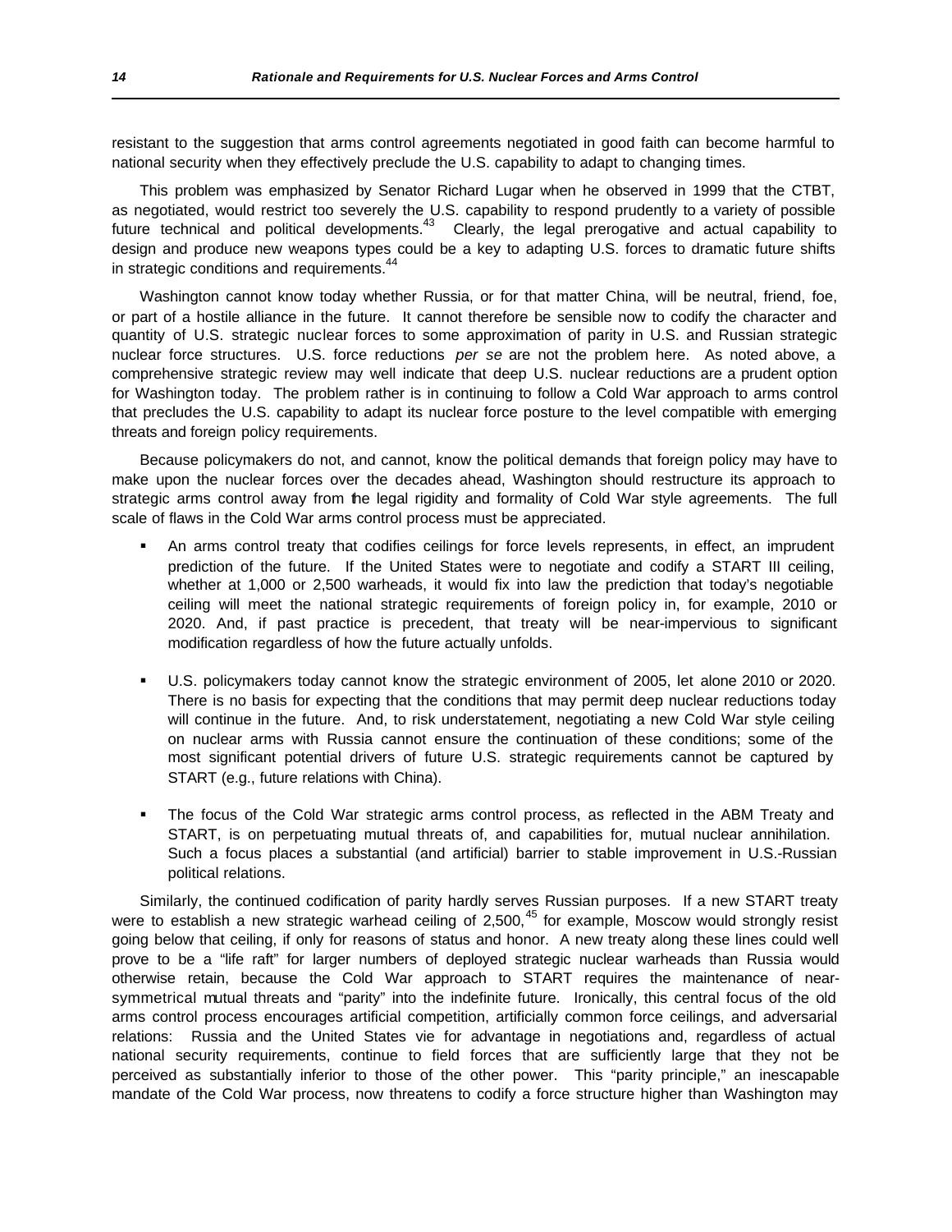resistant to the suggestion that arms control agreements negotiated in good faith can become harmful to national security when they effectively preclude the U.S. capability to adapt to changing times.

This problem was emphasized by Senator Richard Lugar when he observed in 1999 that the CTBT, as negotiated, would restrict too severely the U.S. capability to respond prudently to a variety of possible future technical and political developments.[43] Clearly, the legal prerogative and actual capability to design and produce new weapons types could be a key to adapting U.S. forces to dramatic future shifts in strategic conditions and requirements.[44]

Washington cannot know today whether Russia, or for that matter China, will be neutral, friend, foe, or part of a hostile alliance in the future. It cannot therefore be sensible now to codify the character and quantity of U.S. strategic nuclear forces to some approximation of parity in U.S. and Russian strategic nuclear force structures. U.S. force reductions *per se* are not the problem here. As noted above, a comprehensive strategic review may well indicate that deep U.S. nuclear reductions are a prudent option for Washington today. The problem rather is in continuing to follow a Cold War approach to arms control that precludes the U.S. capability to adapt its nuclear force posture to the level compatible with emerging threats and foreign policy requirements.

Because policymakers do not, and cannot, know the political demands that foreign policy may have to make upon the nuclear forces over the decades ahead, Washington should restructure its approach to strategic arms control away from the legal rigidity and formality of Cold War style agreements. The full scale of flaws in the Cold War arms control process must be appreciated.

- An arms control treaty that codifies ceilings for force levels represents, in effect, an imprudent prediction of the future. If the United States were to negotiate and codify a START III ceiling, whether at 1,000 or 2,500 warheads, it would fix into law the prediction that today's negotiable ceiling will meet the national strategic requirements of foreign policy in, for example, 2010 or 2020. And, if past practice is precedent, that treaty will be near-impervious to significant modification regardless of how the future actually unfolds.

- U.S. policymakers today cannot know the strategic environment of 2005, let alone 2010 or 2020. There is no basis for expecting that the conditions that may permit deep nuclear reductions today will continue in the future. And, to risk understatement, negotiating a new Cold War style ceiling on nuclear arms with Russia cannot ensure the continuation of these conditions; some of the most significant potential drivers of future U.S. strategic requirements cannot be captured by START (e.g., future relations with China).

- The focus of the Cold War strategic arms control process, as reflected in the ABM Treaty and START, is on perpetuating mutual threats of, and capabilities for, mutual nuclear annihilation. Such a focus places a substantial (and artificial) barrier to stable improvement in U.S.-Russian political relations.

Similarly, the continued codification of parity hardly serves Russian purposes. If a new START treaty were to establish a new strategic warhead ceiling of 2,500,[45] for example, Moscow would strongly resist going below that ceiling, if only for reasons of status and honor. A new treaty along these lines could well prove to be a "life raft" for larger numbers of deployed strategic nuclear warheads than Russia would otherwise retain, because the Cold War approach to START requires the maintenance of near-symmetrical mutual threats and "parity" into the indefinite future. Ironically, this central focus of the old arms control process encourages artificial competition, artificially common force ceilings, and adversarial relations: Russia and the United States vie for advantage in negotiations and, regardless of actual national security requirements, continue to field forces that are sufficiently large that they not be perceived as substantially inferior to those of the other power. This "parity principle," an inescapable mandate of the Cold War process, now threatens to codify a force structure higher than Washington may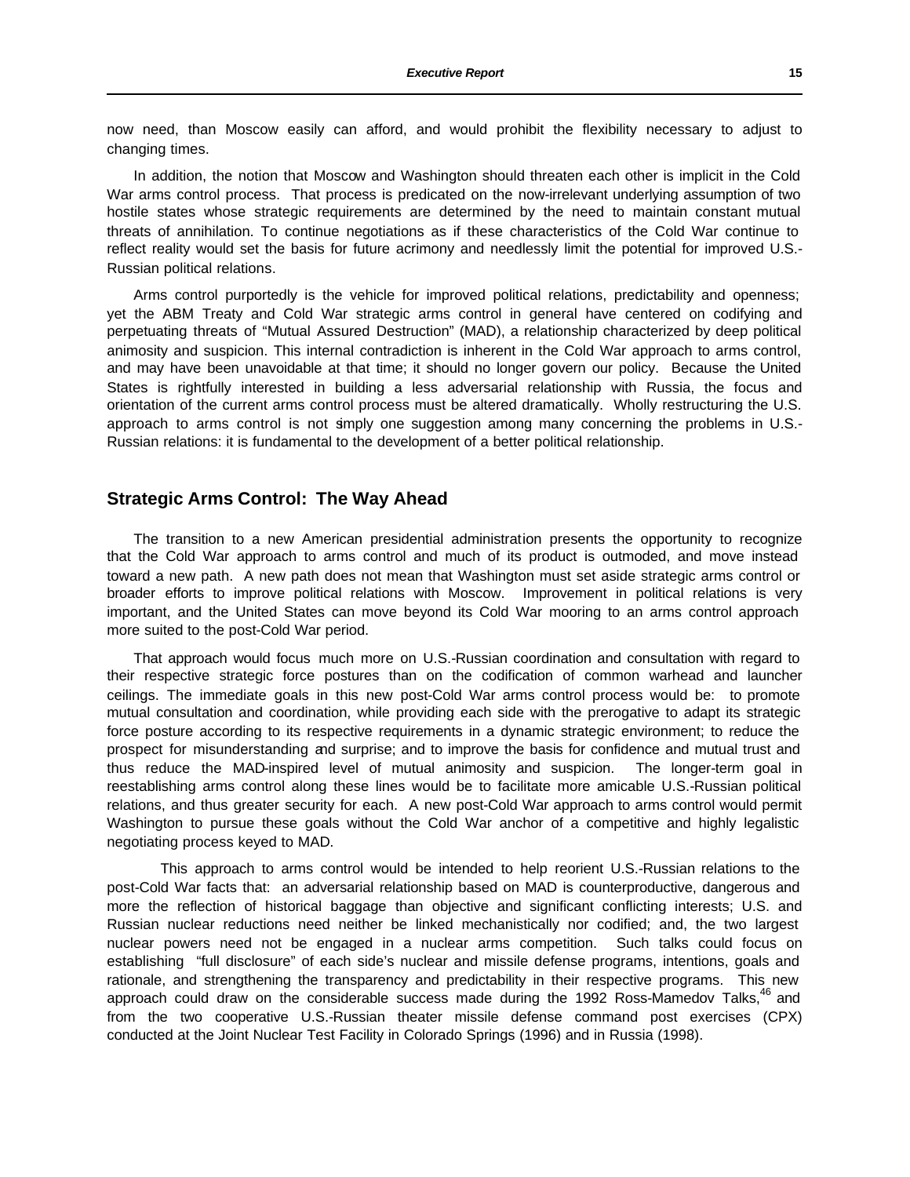now need, than Moscow easily can afford, and would prohibit the flexibility necessary to adjust to changing times.

In addition, the notion that Moscow and Washington should threaten each other is implicit in the Cold War arms control process. That process is predicated on the now-irrelevant underlying assumption of two hostile states whose strategic requirements are determined by the need to maintain constant mutual threats of annihilation. To continue negotiations as if these characteristics of the Cold War continue to reflect reality would set the basis for future acrimony and needlessly limit the potential for improved U.S.-Russian political relations.

Arms control purportedly is the vehicle for improved political relations, predictability and openness; yet the ABM Treaty and Cold War strategic arms control in general have centered on codifying and perpetuating threats of "Mutual Assured Destruction" (MAD), a relationship characterized by deep political animosity and suspicion. This internal contradiction is inherent in the Cold War approach to arms control, and may have been unavoidable at that time; it should no longer govern our policy. Because the United States is rightfully interested in building a less adversarial relationship with Russia, the focus and orientation of the current arms control process must be altered dramatically. Wholly restructuring the U.S. approach to arms control is not simply one suggestion among many concerning the problems in U.S.-Russian relations: it is fundamental to the development of a better political relationship.

## Strategic Arms Control: The Way Ahead

The transition to a new American presidential administration presents the opportunity to recognize that the Cold War approach to arms control and much of its product is outmoded, and move instead toward a new path. A new path does not mean that Washington must set aside strategic arms control or broader efforts to improve political relations with Moscow. Improvement in political relations is very important, and the United States can move beyond its Cold War mooring to an arms control approach more suited to the post-Cold War period.

That approach would focus much more on U.S.-Russian coordination and consultation with regard to their respective strategic force postures than on the codification of common warhead and launcher ceilings. The immediate goals in this new post-Cold War arms control process would be: to promote mutual consultation and coordination, while providing each side with the prerogative to adapt its strategic force posture according to its respective requirements in a dynamic strategic environment; to reduce the prospect for misunderstanding and surprise; and to improve the basis for confidence and mutual trust and thus reduce the MAD-inspired level of mutual animosity and suspicion. The longer-term goal in reestablishing arms control along these lines would be to facilitate more amicable U.S.-Russian political relations, and thus greater security for each. A new post-Cold War approach to arms control would permit Washington to pursue these goals without the Cold War anchor of a competitive and highly legalistic negotiating process keyed to MAD.

This approach to arms control would be intended to help reorient U.S.-Russian relations to the post-Cold War facts that: an adversarial relationship based on MAD is counterproductive, dangerous and more the reflection of historical baggage than objective and significant conflicting interests; U.S. and Russian nuclear reductions need neither be linked mechanistically nor codified; and, the two largest nuclear powers need not be engaged in a nuclear arms competition. Such talks could focus on establishing "full disclosure" of each side's nuclear and missile defense programs, intentions, goals and rationale, and strengthening the transparency and predictability in their respective programs. This new approach could draw on the considerable success made during the 1992 Ross-Mamedov Talks,[46] and from the two cooperative U.S.-Russian theater missile defense command post exercises (CPX) conducted at the Joint Nuclear Test Facility in Colorado Springs (1996) and in Russia (1998).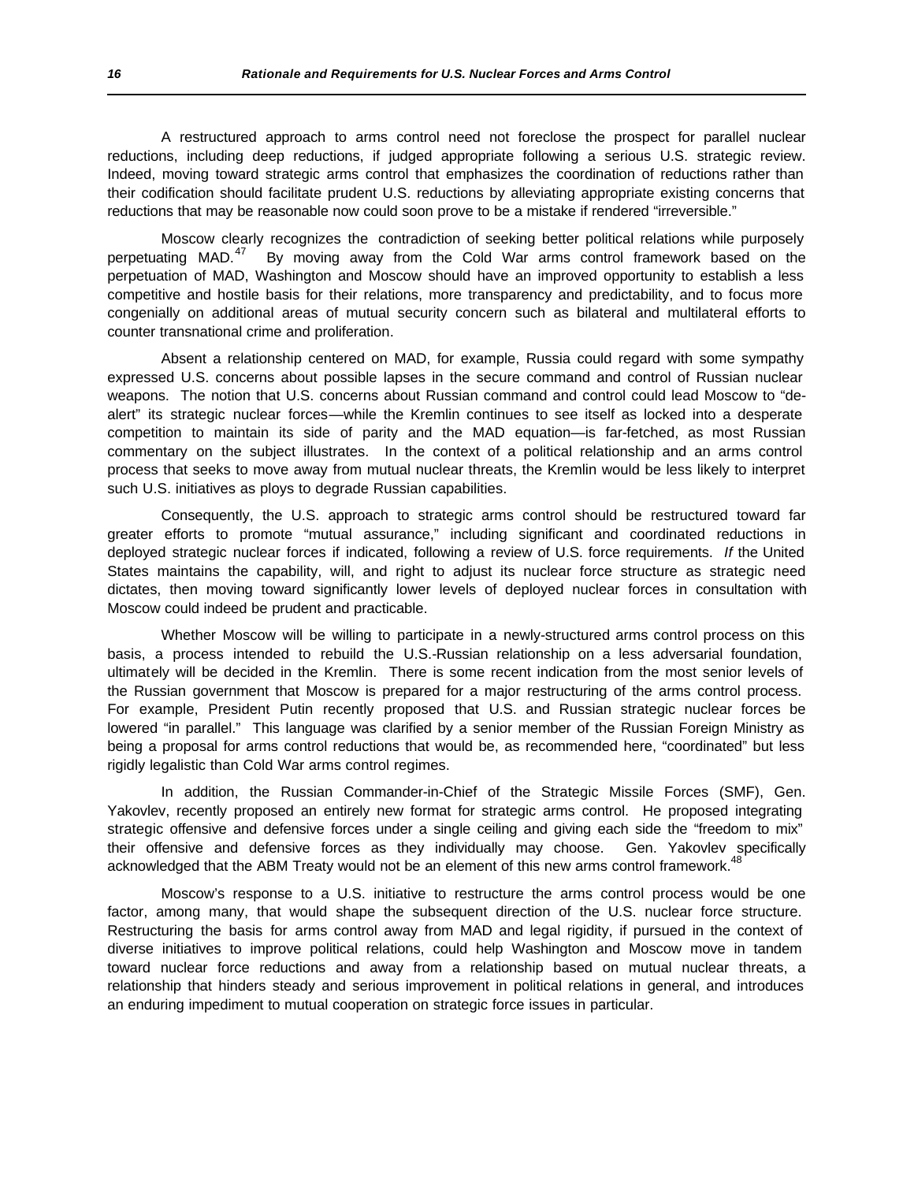A restructured approach to arms control need not foreclose the prospect for parallel nuclear reductions, including deep reductions, if judged appropriate following a serious U.S. strategic review. Indeed, moving toward strategic arms control that emphasizes the coordination of reductions rather than their codification should facilitate prudent U.S. reductions by alleviating appropriate existing concerns that reductions that may be reasonable now could soon prove to be a mistake if rendered "irreversible."

Moscow clearly recognizes the contradiction of seeking better political relations while purposely perpetuating MAD.[47] By moving away from the Cold War arms control framework based on the perpetuation of MAD, Washington and Moscow should have an improved opportunity to establish a less competitive and hostile basis for their relations, more transparency and predictability, and to focus more congenially on additional areas of mutual security concern such as bilateral and multilateral efforts to counter transnational crime and proliferation.

Absent a relationship centered on MAD, for example, Russia could regard with some sympathy expressed U.S. concerns about possible lapses in the secure command and control of Russian nuclear weapons. The notion that U.S. concerns about Russian command and control could lead Moscow to "de-alert" its strategic nuclear forces—while the Kremlin continues to see itself as locked into a desperate competition to maintain its side of parity and the MAD equation—is far-fetched, as most Russian commentary on the subject illustrates. In the context of a political relationship and an arms control process that seeks to move away from mutual nuclear threats, the Kremlin would be less likely to interpret such U.S. initiatives as ploys to degrade Russian capabilities.

Consequently, the U.S. approach to strategic arms control should be restructured toward far greater efforts to promote "mutual assurance," including significant and coordinated reductions in deployed strategic nuclear forces if indicated, following a review of U.S. force requirements. *If* the United States maintains the capability, will, and right to adjust its nuclear force structure as strategic need dictates, then moving toward significantly lower levels of deployed nuclear forces in consultation with Moscow could indeed be prudent and practicable.

Whether Moscow will be willing to participate in a newly-structured arms control process on this basis, a process intended to rebuild the U.S.-Russian relationship on a less adversarial foundation, ultimately will be decided in the Kremlin. There is some recent indication from the most senior levels of the Russian government that Moscow is prepared for a major restructuring of the arms control process. For example, President Putin recently proposed that U.S. and Russian strategic nuclear forces be lowered "in parallel." This language was clarified by a senior member of the Russian Foreign Ministry as being a proposal for arms control reductions that would be, as recommended here, "coordinated" but less rigidly legalistic than Cold War arms control regimes.

In addition, the Russian Commander-in-Chief of the Strategic Missile Forces (SMF), Gen. Yakovlev, recently proposed an entirely new format for strategic arms control. He proposed integrating strategic offensive and defensive forces under a single ceiling and giving each side the "freedom to mix" their offensive and defensive forces as they individually may choose. Gen. Yakovlev specifically acknowledged that the ABM Treaty would not be an element of this new arms control framework.[48]

Moscow's response to a U.S. initiative to restructure the arms control process would be one factor, among many, that would shape the subsequent direction of the U.S. nuclear force structure. Restructuring the basis for arms control away from MAD and legal rigidity, if pursued in the context of diverse initiatives to improve political relations, could help Washington and Moscow move in tandem toward nuclear force reductions and away from a relationship based on mutual nuclear threats, a relationship that hinders steady and serious improvement in political relations in general, and introduces an enduring impediment to mutual cooperation on strategic force issues in particular.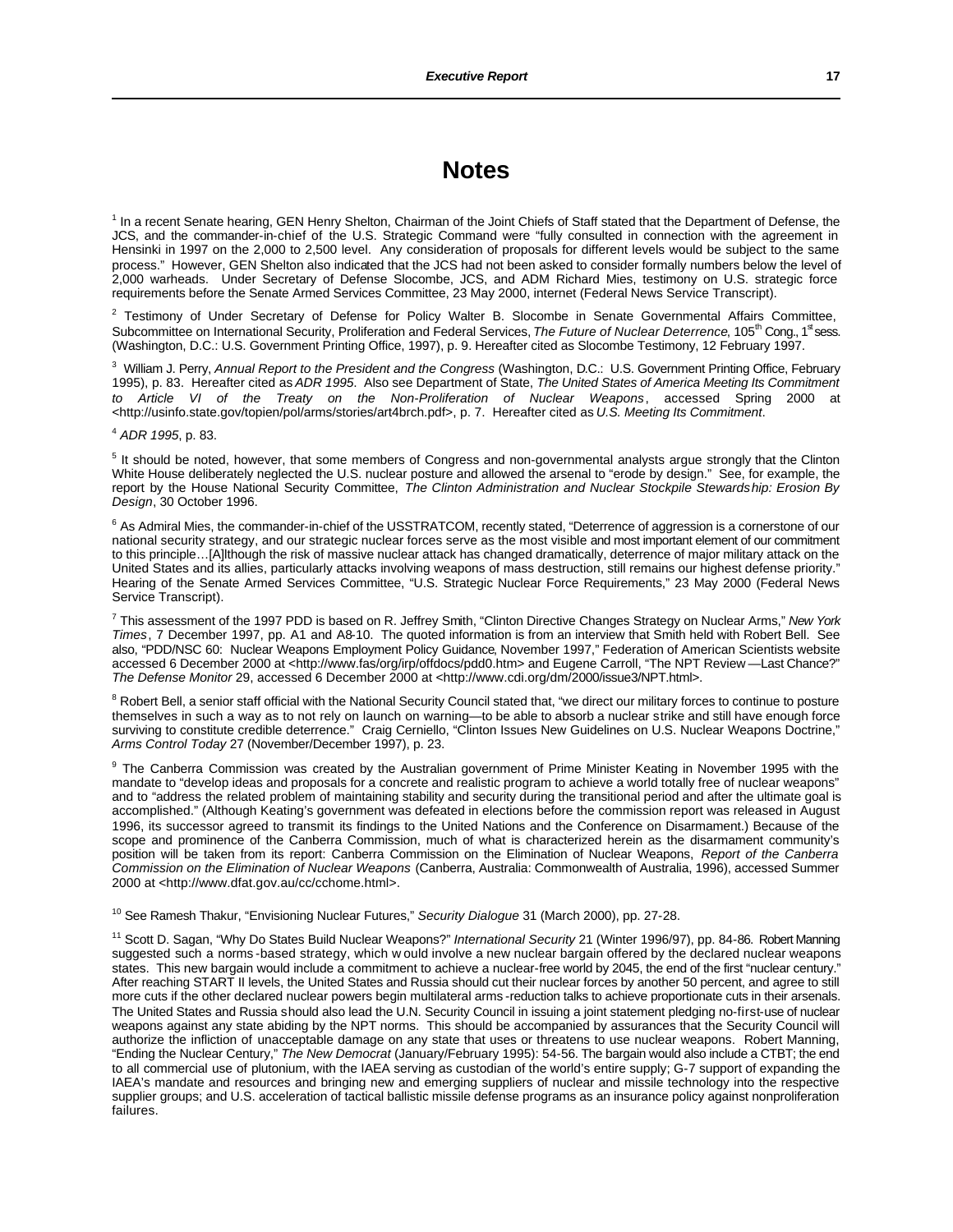# Notes

[1] In a recent Senate hearing, GEN Henry Shelton, Chairman of the Joint Chiefs of Staff stated that the Department of Defense, the JCS, and the commander-in-chief of the U.S. Strategic Command were "fully consulted in connection with the agreement in Hensinki in 1997 on the 2,000 to 2,500 level. Any consideration of proposals for different levels would be subject to the same process." However, GEN Shelton also indicated that the JCS had not been asked to consider formally numbers below the level of 2,000 warheads. Under Secretary of Defense Slocombe, JCS, and ADM Richard Mies, testimony on U.S. strategic force requirements before the Senate Armed Services Committee, 23 May 2000, internet (Federal News Service Transcript).

[2] Testimony of Under Secretary of Defense for Policy Walter B. Slocombe in Senate Governmental Affairs Committee, Subcommittee on International Security, Proliferation and Federal Services, *The Future of Nuclear Deterrence*, 105th Cong., 1st sess. (Washington, D.C.: U.S. Government Printing Office, 1997), p. 9. Hereafter cited as Slocombe Testimony, 12 February 1997.

[3] William J. Perry, *Annual Report to the President and the Congress* (Washington, D.C.: U.S. Government Printing Office, February 1995), p. 83. Hereafter cited as *ADR 1995*. Also see Department of State, *The United States of America Meeting Its Commitment to Article VI of the Treaty on the Non-Proliferation of Nuclear Weapons*, accessed Spring 2000 at <http://usinfo.state.gov/topien/pol/arms/stories/art4brch.pdf>, p. 7. Hereafter cited as *U.S. Meeting Its Commitment*.

[4] *ADR 1995*, p. 83.

[5] It should be noted, however, that some members of Congress and non-governmental analysts argue strongly that the Clinton White House deliberately neglected the U.S. nuclear posture and allowed the arsenal to "erode by design." See, for example, the report by the House National Security Committee, *The Clinton Administration and Nuclear Stockpile Stewardship: Erosion By Design*, 30 October 1996.

[6] As Admiral Mies, the commander-in-chief of the USSTRATCOM, recently stated, "Deterrence of aggression is a cornerstone of our national security strategy, and our strategic nuclear forces serve as the most visible and most important element of our commitment to this principle…[A]lthough the risk of massive nuclear attack has changed dramatically, deterrence of major military attack on the United States and its allies, particularly attacks involving weapons of mass destruction, still remains our highest defense priority." Hearing of the Senate Armed Services Committee, "U.S. Strategic Nuclear Force Requirements," 23 May 2000 (Federal News Service Transcript).

[7] This assessment of the 1997 PDD is based on R. Jeffrey Smith, "Clinton Directive Changes Strategy on Nuclear Arms," *New York Times*, 7 December 1997, pp. A1 and A8-10. The quoted information is from an interview that Smith held with Robert Bell. See also, "PDD/NSC 60: Nuclear Weapons Employment Policy Guidance, November 1997," Federation of American Scientists website accessed 6 December 2000 at <http://www.fas/org/irp/offdocs/pdd0.htm> and Eugene Carroll, "The NPT Review —Last Chance?" *The Defense Monitor* 29, accessed 6 December 2000 at <http://www.cdi.org/dm/2000/issue3/NPT.html>.

[8] Robert Bell, a senior staff official with the National Security Council stated that, "we direct our military forces to continue to posture themselves in such a way as to not rely on launch on warning—to be able to absorb a nuclear strike and still have enough force surviving to constitute credible deterrence." Craig Cerniello, "Clinton Issues New Guidelines on U.S. Nuclear Weapons Doctrine," *Arms Control Today* 27 (November/December 1997), p. 23.

[9] The Canberra Commission was created by the Australian government of Prime Minister Keating in November 1995 with the mandate to "develop ideas and proposals for a concrete and realistic program to achieve a world totally free of nuclear weapons" and to "address the related problem of maintaining stability and security during the transitional period and after the ultimate goal is accomplished." (Although Keating's government was defeated in elections before the commission report was released in August 1996, its successor agreed to transmit its findings to the United Nations and the Conference on Disarmament.) Because of the scope and prominence of the Canberra Commission, much of what is characterized herein as the disarmament community's position will be taken from its report: Canberra Commission on the Elimination of Nuclear Weapons, *Report of the Canberra Commission on the Elimination of Nuclear Weapons* (Canberra, Australia: Commonwealth of Australia, 1996), accessed Summer 2000 at <http://www.dfat.gov.au/cc/cchome.html>.

[10] See Ramesh Thakur, "Envisioning Nuclear Futures," *Security Dialogue* 31 (March 2000), pp. 27-28.

[11] Scott D. Sagan, "Why Do States Build Nuclear Weapons?" *International Security* 21 (Winter 1996/97), pp. 84-86. Robert Manning suggested such a norms-based strategy, which would involve a new nuclear bargain offered by the declared nuclear weapons states. This new bargain would include a commitment to achieve a nuclear-free world by 2045, the end of the first "nuclear century." After reaching START II levels, the United States and Russia should cut their nuclear forces by another 50 percent, and agree to still more cuts if the other declared nuclear powers begin multilateral arms-reduction talks to achieve proportionate cuts in their arsenals. The United States and Russia should also lead the U.N. Security Council in issuing a joint statement pledging no-first-use of nuclear weapons against any state abiding by the NPT norms. This should be accompanied by assurances that the Security Council will authorize the infliction of unacceptable damage on any state that uses or threatens to use nuclear weapons. Robert Manning, "Ending the Nuclear Century," *The New Democrat* (January/February 1995): 54-56. The bargain would also include a CTBT; the end to all commercial use of plutonium, with the IAEA serving as custodian of the world's entire supply; G-7 support of expanding the IAEA's mandate and resources and bringing new and emerging suppliers of nuclear and missile technology into the respective supplier groups; and U.S. acceleration of tactical ballistic missile defense programs as an insurance policy against nonproliferation failures.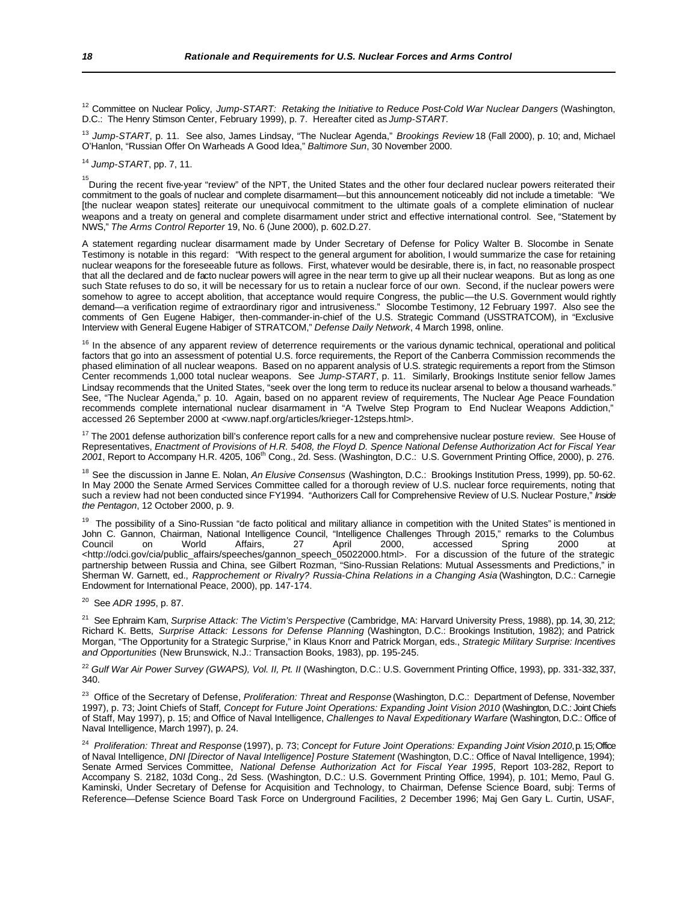[12] Committee on Nuclear Policy, *Jump-START: Retaking the Initiative to Reduce Post-Cold War Nuclear Dangers* (Washington, D.C.: The Henry Stimson Center, February 1999), p. 7. Hereafter cited as *Jump-START*.

[13] *Jump-START*, p. 11. See also, James Lindsay, "The Nuclear Agenda," *Brookings Review* 18 (Fall 2000), p. 10; and, Michael O'Hanlon, "Russian Offer On Warheads A Good Idea," *Baltimore Sun*, 30 November 2000.

[14] *Jump-START*, pp. 7, 11.

[15] During the recent five-year "review" of the NPT, the United States and the other four declared nuclear powers reiterated their commitment to the goals of nuclear and complete disarmament—but this announcement noticeably did not include a timetable: "We [the nuclear weapon states] reiterate our unequivocal commitment to the ultimate goals of a complete elimination of nuclear weapons and a treaty on general and complete disarmament under strict and effective international control. See, "Statement by NWS," *The Arms Control Reporter* 19, No. 6 (June 2000), p. 602.D.27.

A statement regarding nuclear disarmament made by Under Secretary of Defense for Policy Walter B. Slocombe in Senate Testimony is notable in this regard: "With respect to the general argument for abolition, I would summarize the case for retaining nuclear weapons for the foreseeable future as follows. First, whatever would be desirable, there is, in fact, no reasonable prospect that all the declared and de facto nuclear powers will agree in the near term to give up all their nuclear weapons. But as long as one such State refuses to do so, it will be necessary for us to retain a nuclear force of our own. Second, if the nuclear powers were somehow to agree to accept abolition, that acceptance would require Congress, the public—the U.S. Government would rightly demand—a verification regime of extraordinary rigor and intrusiveness." Slocombe Testimony, 12 February 1997. Also see the comments of Gen Eugene Habiger, then-commander-in-chief of the U.S. Strategic Command (USSTRATCOM), in "Exclusive Interview with General Eugene Habiger of STRATCOM," *Defense Daily Network*, 4 March 1998, online.

[16] In the absence of any apparent review of deterrence requirements or the various dynamic technical, operational and political factors that go into an assessment of potential U.S. force requirements, the Report of the Canberra Commission recommends the phased elimination of all nuclear weapons. Based on no apparent analysis of U.S. strategic requirements a report from the Stimson Center recommends 1,000 total nuclear weapons. See *Jump-START*, p. 11. Similarly, Brookings Institute senior fellow James Lindsay recommends that the United States, "seek over the long term to reduce its nuclear arsenal to below a thousand warheads." See, "The Nuclear Agenda," p. 10. Again, based on no apparent review of requirements, The Nuclear Age Peace Foundation recommends complete international nuclear disarmament in "A Twelve Step Program to End Nuclear Weapons Addiction," accessed 26 September 2000 at <www.napf.org/articles/krieger-12steps.html>.

[17] The 2001 defense authorization bill's conference report calls for a new and comprehensive nuclear posture review. See House of Representatives, *Enactment of Provisions of H.R. 5408, the Floyd D. Spence National Defense Authorization Act for Fiscal Year 2001*, Report to Accompany H.R. 4205, 106th Cong., 2d. Sess. (Washington, D.C.: U.S. Government Printing Office, 2000), p. 276.

[18] See the discussion in Janne E. Nolan, *An Elusive Consensus* (Washington, D.C.: Brookings Institution Press, 1999), pp. 50-62. In May 2000 the Senate Armed Services Committee called for a thorough review of U.S. nuclear force requirements, noting that such a review had not been conducted since FY1994. "Authorizers Call for Comprehensive Review of U.S. Nuclear Posture," *Inside the Pentagon*, 12 October 2000, p. 9.

[19] The possibility of a Sino-Russian "de facto political and military alliance in competition with the United States" is mentioned in John C. Gannon, Chairman, National Intelligence Council, "Intelligence Challenges Through 2015," remarks to the Columbus Council on World Affairs, 27 April 2000, accessed Spring 2000 at <http://odci.gov/cia/public_affairs/speeches/gannon_speech_05022000.html>. For a discussion of the future of the strategic partnership between Russia and China, see Gilbert Rozman, "Sino-Russian Relations: Mutual Assessments and Predictions," in Sherman W. Garnett, ed., *Rapprochement or Rivalry? Russia-China Relations in a Changing Asia* (Washington, D.C.: Carnegie Endowment for International Peace, 2000), pp. 147-174.

[20] See *ADR 1995*, p. 87.

[21] See Ephraim Kam, *Surprise Attack: The Victim's Perspective* (Cambridge, MA: Harvard University Press, 1988), pp. 14, 30, 212; Richard K. Betts, *Surprise Attack: Lessons for Defense Planning* (Washington, D.C.: Brookings Institution, 1982); and Patrick Morgan, "The Opportunity for a Strategic Surprise," in Klaus Knorr and Patrick Morgan, eds., *Strategic Military Surprise: Incentives and Opportunities* (New Brunswick, N.J.: Transaction Books, 1983), pp. 195-245.

[22] *Gulf War Air Power Survey (GWAPS), Vol. II, Pt. II* (Washington, D.C.: U.S. Government Printing Office, 1993), pp. 331-332, 337, 340.

[23] Office of the Secretary of Defense, *Proliferation: Threat and Response* (Washington, D.C.: Department of Defense, November 1997), p. 73; Joint Chiefs of Staff, *Concept for Future Joint Operations: Expanding Joint Vision 2010* (Washington, D.C.: Joint Chiefs of Staff, May 1997), p. 15; and Office of Naval Intelligence, *Challenges to Naval Expeditionary Warfare* (Washington, D.C.: Office of Naval Intelligence, March 1997), p. 24.

[24] *Proliferation: Threat and Response* (1997), p. 73; *Concept for Future Joint Operations: Expanding Joint Vision 2010*, p. 15; Office of Naval Intelligence, *DNI [Director of Naval Intelligence] Posture Statement* (Washington, D.C.: Office of Naval Intelligence, 1994); Senate Armed Services Committee, *National Defense Authorization Act for Fiscal Year 1995*, Report 103-282, Report to Accompany S. 2182, 103d Cong., 2d Sess. (Washington, D.C.: U.S. Government Printing Office, 1994), p. 101; Memo, Paul G. Kaminski, Under Secretary of Defense for Acquisition and Technology, to Chairman, Defense Science Board, subj: Terms of Reference—Defense Science Board Task Force on Underground Facilities, 2 December 1996; Maj Gen Gary L. Curtin, USAF,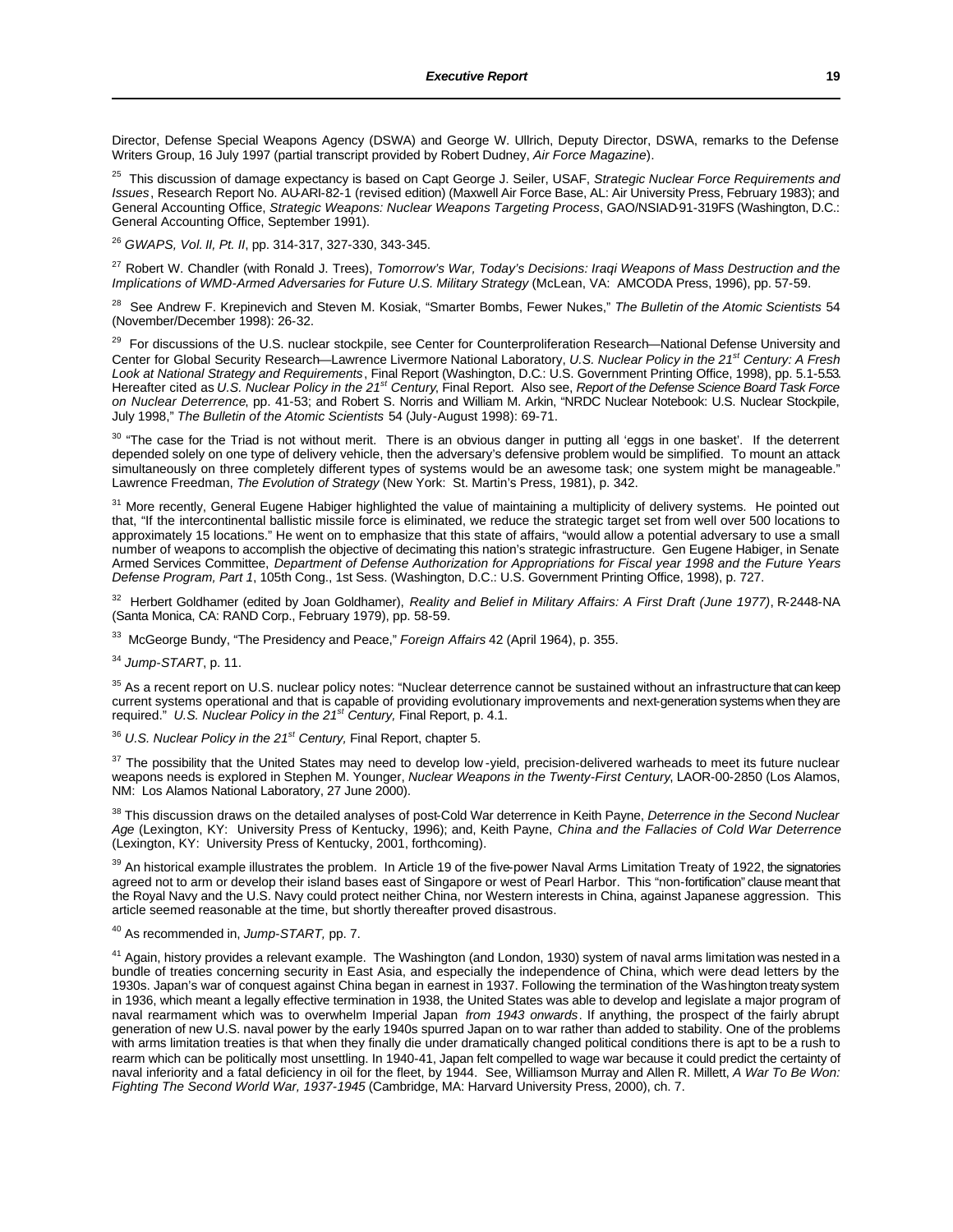Director, Defense Special Weapons Agency (DSWA) and George W. Ullrich, Deputy Director, DSWA, remarks to the Defense Writers Group, 16 July 1997 (partial transcript provided by Robert Dudney, *Air Force Magazine*).

[25] This discussion of damage expectancy is based on Capt George J. Seiler, USAF, *Strategic Nuclear Force Requirements and Issues*, Research Report No. AU-ARI-82-1 (revised edition) (Maxwell Air Force Base, AL: Air University Press, February 1983); and General Accounting Office, *Strategic Weapons: Nuclear Weapons Targeting Process*, GAO/NSIAD-91-319FS (Washington, D.C.: General Accounting Office, September 1991).

[26] *GWAPS, Vol. II, Pt. II*, pp. 314-317, 327-330, 343-345.

[27] Robert W. Chandler (with Ronald J. Trees), *Tomorrow's War, Today's Decisions: Iraqi Weapons of Mass Destruction and the Implications of WMD-Armed Adversaries for Future U.S. Military Strategy* (McLean, VA: AMCODA Press, 1996), pp. 57-59.

[28] See Andrew F. Krepinevich and Steven M. Kosiak, "Smarter Bombs, Fewer Nukes," *The Bulletin of the Atomic Scientists* 54 (November/December 1998): 26-32.

[29] For discussions of the U.S. nuclear stockpile, see Center for Counterproliferation Research—National Defense University and Center for Global Security Research—Lawrence Livermore National Laboratory, *U.S. Nuclear Policy in the 21st Century: A Fresh Look at National Strategy and Requirements*, Final Report (Washington, D.C.: U.S. Government Printing Office, 1998), pp. 5.1-5.53. Hereafter cited as *U.S. Nuclear Policy in the 21st Century*, Final Report. Also see, *Report of the Defense Science Board Task Force on Nuclear Deterrence*, pp. 41-53; and Robert S. Norris and William M. Arkin, "NRDC Nuclear Notebook: U.S. Nuclear Stockpile, July 1998," *The Bulletin of the Atomic Scientists* 54 (July-August 1998): 69-71.

[30] "The case for the Triad is not without merit. There is an obvious danger in putting all 'eggs in one basket'. If the deterrent depended solely on one type of delivery vehicle, then the adversary's defensive problem would be simplified. To mount an attack simultaneously on three completely different types of systems would be an awesome task; one system might be manageable." Lawrence Freedman, *The Evolution of Strategy* (New York: St. Martin's Press, 1981), p. 342.

[31] More recently, General Eugene Habiger highlighted the value of maintaining a multiplicity of delivery systems. He pointed out that, "If the intercontinental ballistic missile force is eliminated, we reduce the strategic target set from well over 500 locations to approximately 15 locations." He went on to emphasize that this state of affairs, "would allow a potential adversary to use a small number of weapons to accomplish the objective of decimating this nation's strategic infrastructure. Gen Eugene Habiger, in Senate Armed Services Committee, *Department of Defense Authorization for Appropriations for Fiscal year 1998 and the Future Years Defense Program, Part 1*, 105th Cong., 1st Sess. (Washington, D.C.: U.S. Government Printing Office, 1998), p. 727.

[32] Herbert Goldhamer (edited by Joan Goldhamer), *Reality and Belief in Military Affairs: A First Draft (June 1977)*, R-2448-NA (Santa Monica, CA: RAND Corp., February 1979), pp. 58-59.

[33] McGeorge Bundy, "The Presidency and Peace," *Foreign Affairs* 42 (April 1964), p. 355.

[34] *Jump-START*, p. 11.

[35] As a recent report on U.S. nuclear policy notes: "Nuclear deterrence cannot be sustained without an infrastructure that can keep current systems operational and that is capable of providing evolutionary improvements and next-generation systems when they are required." *U.S. Nuclear Policy in the 21st Century,* Final Report, p. 4.1.

[36] *U.S. Nuclear Policy in the 21st Century,* Final Report, chapter 5.

[37] The possibility that the United States may need to develop low-yield, precision-delivered warheads to meet its future nuclear weapons needs is explored in Stephen M. Younger, *Nuclear Weapons in the Twenty-First Century*, LAOR-00-2850 (Los Alamos, NM: Los Alamos National Laboratory, 27 June 2000).

[38] This discussion draws on the detailed analyses of post-Cold War deterrence in Keith Payne, *Deterrence in the Second Nuclear Age* (Lexington, KY: University Press of Kentucky, 1996); and, Keith Payne, *China and the Fallacies of Cold War Deterrence* (Lexington, KY: University Press of Kentucky, 2001, forthcoming).

[39] An historical example illustrates the problem. In Article 19 of the five-power Naval Arms Limitation Treaty of 1922, the signatories agreed not to arm or develop their island bases east of Singapore or west of Pearl Harbor. This "non-fortification" clause meant that the Royal Navy and the U.S. Navy could protect neither China, nor Western interests in China, against Japanese aggression. This article seemed reasonable at the time, but shortly thereafter proved disastrous.

[40] As recommended in, *Jump-START,* pp. 7.

[41] Again, history provides a relevant example. The Washington (and London, 1930) system of naval arms limitation was nested in a bundle of treaties concerning security in East Asia, and especially the independence of China, which were dead letters by the 1930s. Japan's war of conquest against China began in earnest in 1937. Following the termination of the Washington treaty system in 1936, which meant a legally effective termination in 1938, the United States was able to develop and legislate a major program of naval rearmament which was to overwhelm Imperial Japan *from 1943 onwards*. If anything, the prospect of the fairly abrupt generation of new U.S. naval power by the early 1940s spurred Japan on to war rather than added to stability. One of the problems with arms limitation treaties is that when they finally die under dramatically changed political conditions there is apt to be a rush to rearm which can be politically most unsettling. In 1940-41, Japan felt compelled to wage war because it could predict the certainty of naval inferiority and a fatal deficiency in oil for the fleet, by 1944. See, Williamson Murray and Allen R. Millett, *A War To Be Won: Fighting The Second World War, 1937-1945* (Cambridge, MA: Harvard University Press, 2000), ch. 7.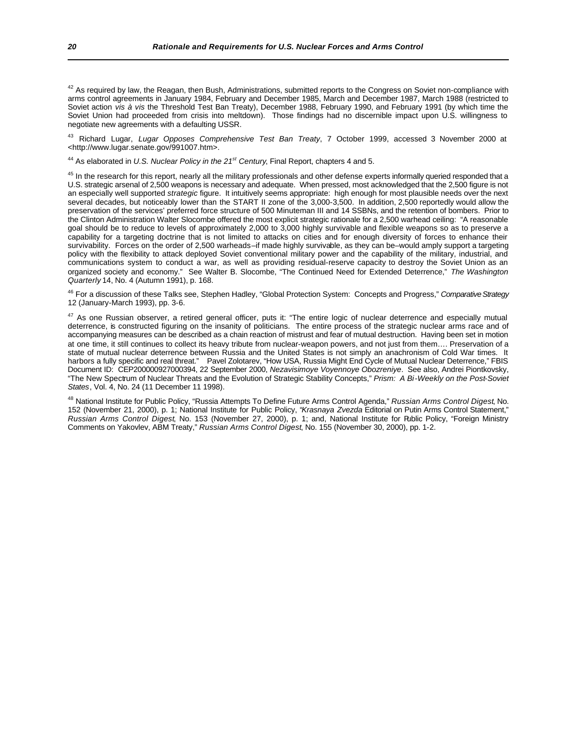[42] As required by law, the Reagan, then Bush, Administrations, submitted reports to the Congress on Soviet non-compliance with arms control agreements in January 1984, February and December 1985, March and December 1987, March 1988 (restricted to Soviet action *vis à vis* the Threshold Test Ban Treaty), December 1988, February 1990, and February 1991 (by which time the Soviet Union had proceeded from crisis into meltdown). Those findings had no discernible impact upon U.S. willingness to negotiate new agreements with a defaulting USSR.

[43] Richard Lugar, *Lugar Opposes Comprehensive Test Ban Treaty*, 7 October 1999, accessed 3 November 2000 at <http://www.lugar.senate.gov/991007.htm>.

[44] As elaborated in *U.S. Nuclear Policy in the 21st Century*, Final Report, chapters 4 and 5.

[45] In the research for this report, nearly all the military professionals and other defense experts informally queried responded that a U.S. strategic arsenal of 2,500 weapons is necessary and adequate. When pressed, most acknowledged that the 2,500 figure is not an especially well supported *strategic* figure. It intuitively seems appropriate: high enough for most plausible needs over the next several decades, but noticeably lower than the START II zone of the 3,000-3,500. In addition, 2,500 reportedly would allow the preservation of the services' preferred force structure of 500 Minuteman III and 14 SSBNs, and the retention of bombers. Prior to the Clinton Administration Walter Slocombe offered the most explicit strategic rationale for a 2,500 warhead ceiling: "A reasonable goal should be to reduce to levels of approximately 2,000 to 3,000 highly survivable and flexible weapons so as to preserve a capability for a targeting doctrine that is not limited to attacks on cities and for enough diversity of forces to enhance their survivability. Forces on the order of 2,500 warheads–if made highly survivable, as they can be–would amply support a targeting policy with the flexibility to attack deployed Soviet conventional military power and the capability of the military, industrial, and communications system to conduct a war, as well as providing residual-reserve capacity to destroy the Soviet Union as an organized society and economy." See Walter B. Slocombe, "The Continued Need for Extended Deterrence," *The Washington Quarterly* 14, No. 4 (Autumn 1991), p. 168.

[46] For a discussion of these Talks see, Stephen Hadley, "Global Protection System: Concepts and Progress," *Comparative Strategy* 12 (January-March 1993), pp. 3-6.

[47] As one Russian observer, a retired general officer, puts it: "The entire logic of nuclear deterrence and especially mutual deterrence, is constructed figuring on the insanity of politicians. The entire process of the strategic nuclear arms race and of accompanying measures can be described as a chain reaction of mistrust and fear of mutual destruction. Having been set in motion at one time, it still continues to collect its heavy tribute from nuclear-weapon powers, and not just from them…. Preservation of a state of mutual nuclear deterrence between Russia and the United States is not simply an anachronism of Cold War times. It harbors a fully specific and real threat." Pavel Zolotarev, "How USA, Russia Might End Cycle of Mutual Nuclear Deterrence," FBIS Document ID: CEP200000927000394, 22 September 2000, *Nezavisimoye Voyennoye Obozreniye*. See also, Andrei Piontkovsky, "The New Spectrum of Nuclear Threats and the Evolution of Strategic Stability Concepts," *Prism: A Bi-Weekly on the Post-Soviet States*, Vol. 4, No. 24 (11 December 11 1998).

[48] National Institute for Public Policy, "Russia Attempts To Define Future Arms Control Agenda," *Russian Arms Control Digest*, No. 152 (November 21, 2000), p. 1; National Institute for Public Policy, "*Krasnaya Zvezda* Editorial on Putin Arms Control Statement," *Russian Arms Control Digest*, No. 153 (November 27, 2000), p. 1; and, National Institute for Public Policy, "Foreign Ministry Comments on Yakovlev, ABM Treaty," *Russian Arms Control Digest*, No. 155 (November 30, 2000), pp. 1-2.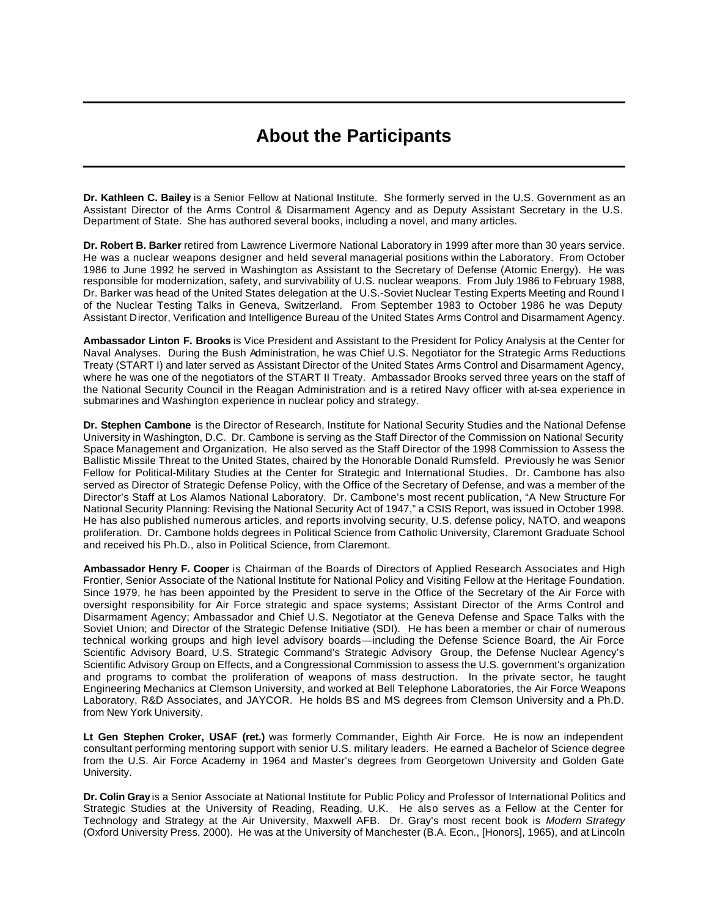# About the Participants

**Dr. Kathleen C. Bailey** is a Senior Fellow at National Institute. She formerly served in the U.S. Government as an Assistant Director of the Arms Control & Disarmament Agency and as Deputy Assistant Secretary in the U.S. Department of State. She has authored several books, including a novel, and many articles.

**Dr. Robert B. Barker** retired from Lawrence Livermore National Laboratory in 1999 after more than 30 years service. He was a nuclear weapons designer and held several managerial positions within the Laboratory. From October 1986 to June 1992 he served in Washington as Assistant to the Secretary of Defense (Atomic Energy). He was responsible for modernization, safety, and survivability of U.S. nuclear weapons. From July 1986 to February 1988, Dr. Barker was head of the United States delegation at the U.S.-Soviet Nuclear Testing Experts Meeting and Round I of the Nuclear Testing Talks in Geneva, Switzerland. From September 1983 to October 1986 he was Deputy Assistant Director, Verification and Intelligence Bureau of the United States Arms Control and Disarmament Agency.

**Ambassador Linton F. Brooks** is Vice President and Assistant to the President for Policy Analysis at the Center for Naval Analyses. During the Bush Administration, he was Chief U.S. Negotiator for the Strategic Arms Reductions Treaty (START I) and later served as Assistant Director of the United States Arms Control and Disarmament Agency, where he was one of the negotiators of the START II Treaty. Ambassador Brooks served three years on the staff of the National Security Council in the Reagan Administration and is a retired Navy officer with at-sea experience in submarines and Washington experience in nuclear policy and strategy.

**Dr. Stephen Cambone** is the Director of Research, Institute for National Security Studies and the National Defense University in Washington, D.C. Dr. Cambone is serving as the Staff Director of the Commission on National Security Space Management and Organization. He also served as the Staff Director of the 1998 Commission to Assess the Ballistic Missile Threat to the United States, chaired by the Honorable Donald Rumsfeld. Previously he was Senior Fellow for Political-Military Studies at the Center for Strategic and International Studies. Dr. Cambone has also served as Director of Strategic Defense Policy, with the Office of the Secretary of Defense, and was a member of the Director's Staff at Los Alamos National Laboratory. Dr. Cambone's most recent publication, "A New Structure For National Security Planning: Revising the National Security Act of 1947," a CSIS Report, was issued in October 1998. He has also published numerous articles, and reports involving security, U.S. defense policy, NATO, and weapons proliferation. Dr. Cambone holds degrees in Political Science from Catholic University, Claremont Graduate School and received his Ph.D., also in Political Science, from Claremont.

**Ambassador Henry F. Cooper** is Chairman of the Boards of Directors of Applied Research Associates and High Frontier, Senior Associate of the National Institute for National Policy and Visiting Fellow at the Heritage Foundation. Since 1979, he has been appointed by the President to serve in the Office of the Secretary of the Air Force with oversight responsibility for Air Force strategic and space systems; Assistant Director of the Arms Control and Disarmament Agency; Ambassador and Chief U.S. Negotiator at the Geneva Defense and Space Talks with the Soviet Union; and Director of the Strategic Defense Initiative (SDI). He has been a member or chair of numerous technical working groups and high level advisory boards—including the Defense Science Board, the Air Force Scientific Advisory Board, U.S. Strategic Command's Strategic Advisory Group, the Defense Nuclear Agency's Scientific Advisory Group on Effects, and a Congressional Commission to assess the U.S. government's organization and programs to combat the proliferation of weapons of mass destruction. In the private sector, he taught Engineering Mechanics at Clemson University, and worked at Bell Telephone Laboratories, the Air Force Weapons Laboratory, R&D Associates, and JAYCOR. He holds BS and MS degrees from Clemson University and a Ph.D. from New York University.

**Lt Gen Stephen Croker, USAF (ret.)** was formerly Commander, Eighth Air Force. He is now an independent consultant performing mentoring support with senior U.S. military leaders. He earned a Bachelor of Science degree from the U.S. Air Force Academy in 1964 and Master's degrees from Georgetown University and Golden Gate University.

**Dr. Colin Gray** is a Senior Associate at National Institute for Public Policy and Professor of International Politics and Strategic Studies at the University of Reading, Reading, U.K. He also serves as a Fellow at the Center for Technology and Strategy at the Air University, Maxwell AFB. Dr. Gray's most recent book is *Modern Strategy* (Oxford University Press, 2000). He was at the University of Manchester (B.A. Econ., [Honors], 1965), and at Lincoln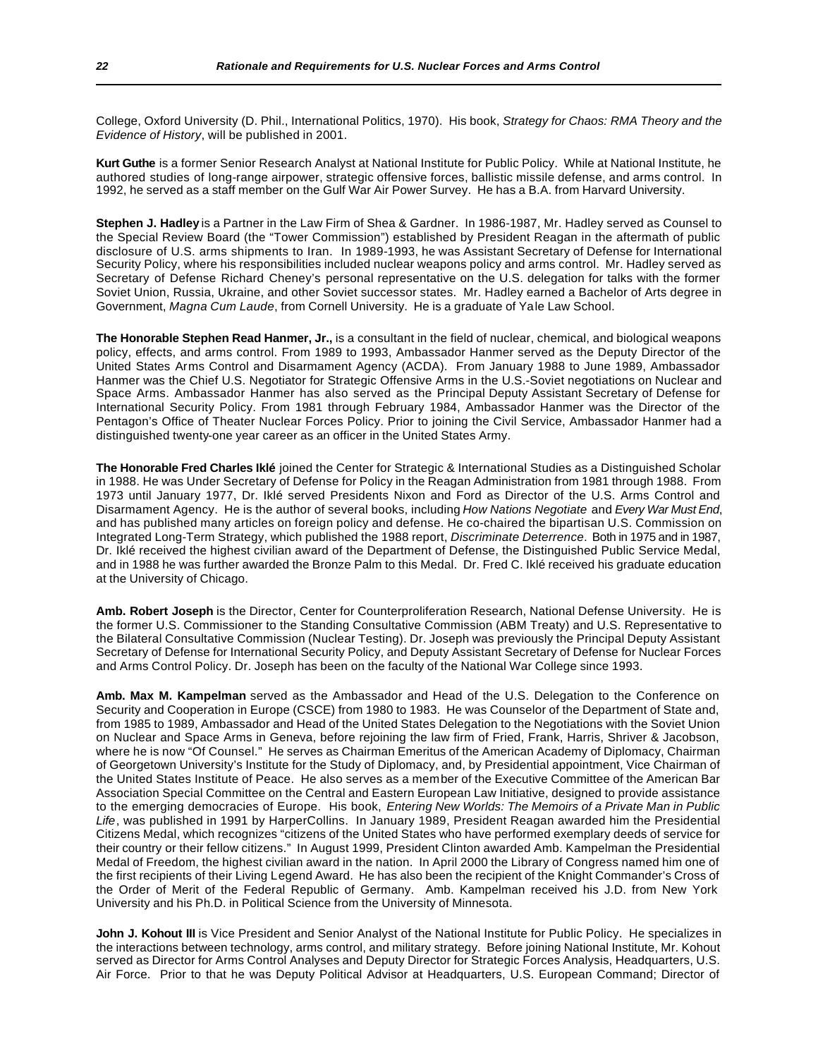College, Oxford University (D. Phil., International Politics, 1970). His book, *Strategy for Chaos: RMA Theory and the Evidence of History*, will be published in 2001.

**Kurt Guthe** is a former Senior Research Analyst at National Institute for Public Policy. While at National Institute, he authored studies of long-range airpower, strategic offensive forces, ballistic missile defense, and arms control. In 1992, he served as a staff member on the Gulf War Air Power Survey. He has a B.A. from Harvard University.

**Stephen J. Hadley** is a Partner in the Law Firm of Shea & Gardner. In 1986-1987, Mr. Hadley served as Counsel to the Special Review Board (the "Tower Commission") established by President Reagan in the aftermath of public disclosure of U.S. arms shipments to Iran. In 1989-1993, he was Assistant Secretary of Defense for International Security Policy, where his responsibilities included nuclear weapons policy and arms control. Mr. Hadley served as Secretary of Defense Richard Cheney's personal representative on the U.S. delegation for talks with the former Soviet Union, Russia, Ukraine, and other Soviet successor states. Mr. Hadley earned a Bachelor of Arts degree in Government, *Magna Cum Laude*, from Cornell University. He is a graduate of Yale Law School.

**The Honorable Stephen Read Hanmer, Jr.,** is a consultant in the field of nuclear, chemical, and biological weapons policy, effects, and arms control. From 1989 to 1993, Ambassador Hanmer served as the Deputy Director of the United States Arms Control and Disarmament Agency (ACDA). From January 1988 to June 1989, Ambassador Hanmer was the Chief U.S. Negotiator for Strategic Offensive Arms in the U.S.-Soviet negotiations on Nuclear and Space Arms. Ambassador Hanmer has also served as the Principal Deputy Assistant Secretary of Defense for International Security Policy. From 1981 through February 1984, Ambassador Hanmer was the Director of the Pentagon's Office of Theater Nuclear Forces Policy. Prior to joining the Civil Service, Ambassador Hanmer had a distinguished twenty-one year career as an officer in the United States Army.

**The Honorable Fred Charles Iklé** joined the Center for Strategic & International Studies as a Distinguished Scholar in 1988. He was Under Secretary of Defense for Policy in the Reagan Administration from 1981 through 1988. From 1973 until January 1977, Dr. Iklé served Presidents Nixon and Ford as Director of the U.S. Arms Control and Disarmament Agency. He is the author of several books, including *How Nations Negotiate* and *Every War Must End*, and has published many articles on foreign policy and defense. He co-chaired the bipartisan U.S. Commission on Integrated Long-Term Strategy, which published the 1988 report, *Discriminate Deterrence*. Both in 1975 and in 1987, Dr. Iklé received the highest civilian award of the Department of Defense, the Distinguished Public Service Medal, and in 1988 he was further awarded the Bronze Palm to this Medal. Dr. Fred C. Iklé received his graduate education at the University of Chicago.

**Amb. Robert Joseph** is the Director, Center for Counterproliferation Research, National Defense University. He is the former U.S. Commissioner to the Standing Consultative Commission (ABM Treaty) and U.S. Representative to the Bilateral Consultative Commission (Nuclear Testing). Dr. Joseph was previously the Principal Deputy Assistant Secretary of Defense for International Security Policy, and Deputy Assistant Secretary of Defense for Nuclear Forces and Arms Control Policy. Dr. Joseph has been on the faculty of the National War College since 1993.

**Amb. Max M. Kampelman** served as the Ambassador and Head of the U.S. Delegation to the Conference on Security and Cooperation in Europe (CSCE) from 1980 to 1983. He was Counselor of the Department of State and, from 1985 to 1989, Ambassador and Head of the United States Delegation to the Negotiations with the Soviet Union on Nuclear and Space Arms in Geneva, before rejoining the law firm of Fried, Frank, Harris, Shriver & Jacobson, where he is now "Of Counsel." He serves as Chairman Emeritus of the American Academy of Diplomacy, Chairman of Georgetown University's Institute for the Study of Diplomacy, and, by Presidential appointment, Vice Chairman of the United States Institute of Peace. He also serves as a member of the Executive Committee of the American Bar Association Special Committee on the Central and Eastern European Law Initiative, designed to provide assistance to the emerging democracies of Europe. His book, *Entering New Worlds: The Memoirs of a Private Man in Public Life*, was published in 1991 by HarperCollins. In January 1989, President Reagan awarded him the Presidential Citizens Medal, which recognizes "citizens of the United States who have performed exemplary deeds of service for their country or their fellow citizens." In August 1999, President Clinton awarded Amb. Kampelman the Presidential Medal of Freedom, the highest civilian award in the nation. In April 2000 the Library of Congress named him one of the first recipients of their Living Legend Award. He has also been the recipient of the Knight Commander's Cross of the Order of Merit of the Federal Republic of Germany. Amb. Kampelman received his J.D. from New York University and his Ph.D. in Political Science from the University of Minnesota.

**John J. Kohout III** is Vice President and Senior Analyst of the National Institute for Public Policy. He specializes in the interactions between technology, arms control, and military strategy. Before joining National Institute, Mr. Kohout served as Director for Arms Control Analyses and Deputy Director for Strategic Forces Analysis, Headquarters, U.S. Air Force. Prior to that he was Deputy Political Advisor at Headquarters, U.S. European Command; Director of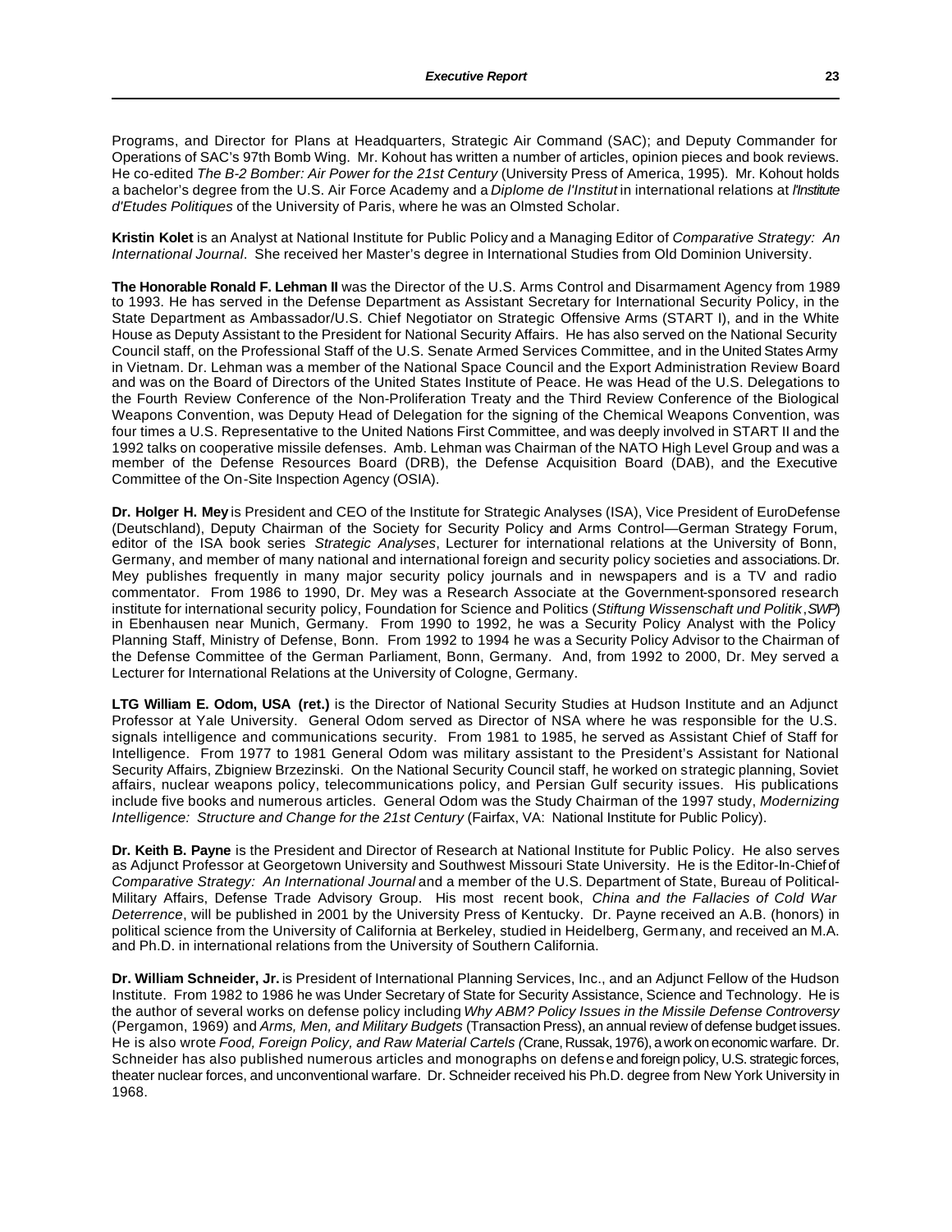Programs, and Director for Plans at Headquarters, Strategic Air Command (SAC); and Deputy Commander for Operations of SAC's 97th Bomb Wing. Mr. Kohout has written a number of articles, opinion pieces and book reviews. He co-edited *The B-2 Bomber: Air Power for the 21st Century* (University Press of America, 1995). Mr. Kohout holds a bachelor's degree from the U.S. Air Force Academy and a *Diplome de l'Institut* in international relations at *l'Institute d'Etudes Politiques* of the University of Paris, where he was an Olmsted Scholar.

**Kristin Kolet** is an Analyst at National Institute for Public Policy and a Managing Editor of *Comparative Strategy: An International Journal*. She received her Master's degree in International Studies from Old Dominion University.

**The Honorable Ronald F. Lehman II** was the Director of the U.S. Arms Control and Disarmament Agency from 1989 to 1993. He has served in the Defense Department as Assistant Secretary for International Security Policy, in the State Department as Ambassador/U.S. Chief Negotiator on Strategic Offensive Arms (START I), and in the White House as Deputy Assistant to the President for National Security Affairs. He has also served on the National Security Council staff, on the Professional Staff of the U.S. Senate Armed Services Committee, and in the United States Army in Vietnam. Dr. Lehman was a member of the National Space Council and the Export Administration Review Board and was on the Board of Directors of the United States Institute of Peace. He was Head of the U.S. Delegations to the Fourth Review Conference of the Non-Proliferation Treaty and the Third Review Conference of the Biological Weapons Convention, was Deputy Head of Delegation for the signing of the Chemical Weapons Convention, was four times a U.S. Representative to the United Nations First Committee, and was deeply involved in START II and the 1992 talks on cooperative missile defenses. Amb. Lehman was Chairman of the NATO High Level Group and was a member of the Defense Resources Board (DRB), the Defense Acquisition Board (DAB), and the Executive Committee of the On-Site Inspection Agency (OSIA).

**Dr. Holger H. Mey** is President and CEO of the Institute for Strategic Analyses (ISA), Vice President of EuroDefense (Deutschland), Deputy Chairman of the Society for Security Policy and Arms Control—German Strategy Forum, editor of the ISA book series *Strategic Analyses*, Lecturer for international relations at the University of Bonn, Germany, and member of many national and international foreign and security policy societies and associations. Dr. Mey publishes frequently in many major security policy journals and in newspapers and is a TV and radio commentator. From 1986 to 1990, Dr. Mey was a Research Associate at the Government-sponsored research institute for international security policy, Foundation for Science and Politics (*Stiftung Wissenschaft und Politik*, *SWP*) in Ebenhausen near Munich, Germany. From 1990 to 1992, he was a Security Policy Analyst with the Policy Planning Staff, Ministry of Defense, Bonn. From 1992 to 1994 he was a Security Policy Advisor to the Chairman of the Defense Committee of the German Parliament, Bonn, Germany. And, from 1992 to 2000, Dr. Mey served a Lecturer for International Relations at the University of Cologne, Germany.

**LTG William E. Odom, USA (ret.)** is the Director of National Security Studies at Hudson Institute and an Adjunct Professor at Yale University. General Odom served as Director of NSA where he was responsible for the U.S. signals intelligence and communications security. From 1981 to 1985, he served as Assistant Chief of Staff for Intelligence. From 1977 to 1981 General Odom was military assistant to the President's Assistant for National Security Affairs, Zbigniew Brzezinski. On the National Security Council staff, he worked on strategic planning, Soviet affairs, nuclear weapons policy, telecommunications policy, and Persian Gulf security issues. His publications include five books and numerous articles. General Odom was the Study Chairman of the 1997 study, *Modernizing Intelligence: Structure and Change for the 21st Century* (Fairfax, VA: National Institute for Public Policy).

**Dr. Keith B. Payne** is the President and Director of Research at National Institute for Public Policy. He also serves as Adjunct Professor at Georgetown University and Southwest Missouri State University. He is the Editor-In-Chief of *Comparative Strategy: An International Journal* and a member of the U.S. Department of State, Bureau of Political-Military Affairs, Defense Trade Advisory Group. His most recent book, *China and the Fallacies of Cold War Deterrence*, will be published in 2001 by the University Press of Kentucky. Dr. Payne received an A.B. (honors) in political science from the University of California at Berkeley, studied in Heidelberg, Germany, and received an M.A. and Ph.D. in international relations from the University of Southern California.

**Dr. William Schneider, Jr.** is President of International Planning Services, Inc., and an Adjunct Fellow of the Hudson Institute. From 1982 to 1986 he was Under Secretary of State for Security Assistance, Science and Technology. He is the author of several works on defense policy including *Why ABM? Policy Issues in the Missile Defense Controversy* (Pergamon, 1969) and *Arms, Men, and Military Budgets* (Transaction Press), an annual review of defense budget issues. He is also wrote *Food, Foreign Policy, and Raw Material Cartels* (Crane, Russak, 1976), a work on economic warfare. Dr. Schneider has also published numerous articles and monographs on defense and foreign policy, U.S. strategic forces, theater nuclear forces, and unconventional warfare. Dr. Schneider received his Ph.D. degree from New York University in 1968.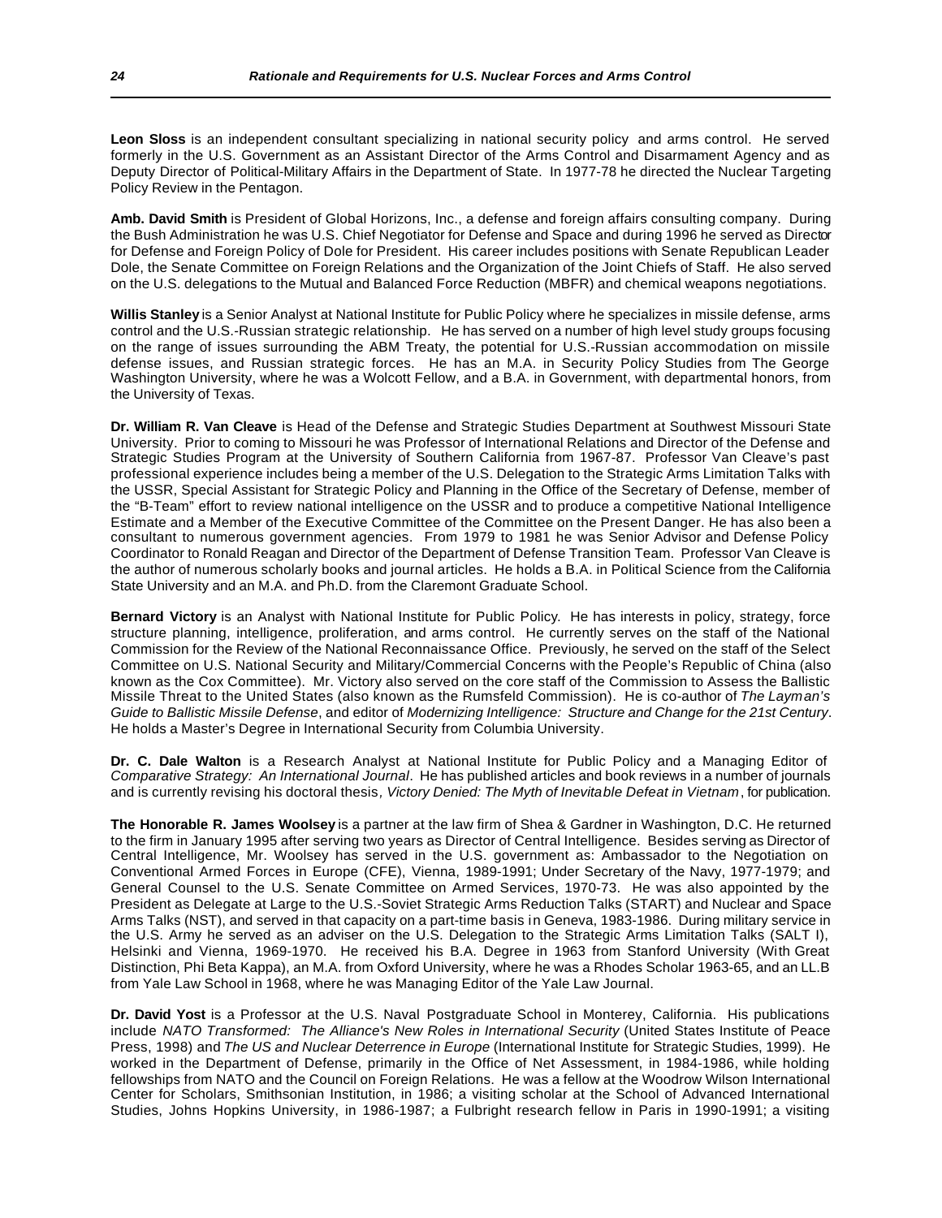**Leon Sloss** is an independent consultant specializing in national security policy and arms control. He served formerly in the U.S. Government as an Assistant Director of the Arms Control and Disarmament Agency and as Deputy Director of Political-Military Affairs in the Department of State. In 1977-78 he directed the Nuclear Targeting Policy Review in the Pentagon.

**Amb. David Smith** is President of Global Horizons, Inc., a defense and foreign affairs consulting company. During the Bush Administration he was U.S. Chief Negotiator for Defense and Space and during 1996 he served as Director for Defense and Foreign Policy of Dole for President. His career includes positions with Senate Republican Leader Dole, the Senate Committee on Foreign Relations and the Organization of the Joint Chiefs of Staff. He also served on the U.S. delegations to the Mutual and Balanced Force Reduction (MBFR) and chemical weapons negotiations.

**Willis Stanley** is a Senior Analyst at National Institute for Public Policy where he specializes in missile defense, arms control and the U.S.-Russian strategic relationship. He has served on a number of high level study groups focusing on the range of issues surrounding the ABM Treaty, the potential for U.S.-Russian accommodation on missile defense issues, and Russian strategic forces. He has an M.A. in Security Policy Studies from The George Washington University, where he was a Wolcott Fellow, and a B.A. in Government, with departmental honors, from the University of Texas.

**Dr. William R. Van Cleave** is Head of the Defense and Strategic Studies Department at Southwest Missouri State University. Prior to coming to Missouri he was Professor of International Relations and Director of the Defense and Strategic Studies Program at the University of Southern California from 1967-87. Professor Van Cleave's past professional experience includes being a member of the U.S. Delegation to the Strategic Arms Limitation Talks with the USSR, Special Assistant for Strategic Policy and Planning in the Office of the Secretary of Defense, member of the "B-Team" effort to review national intelligence on the USSR and to produce a competitive National Intelligence Estimate and a Member of the Executive Committee of the Committee on the Present Danger. He has also been a consultant to numerous government agencies. From 1979 to 1981 he was Senior Advisor and Defense Policy Coordinator to Ronald Reagan and Director of the Department of Defense Transition Team. Professor Van Cleave is the author of numerous scholarly books and journal articles. He holds a B.A. in Political Science from the California State University and an M.A. and Ph.D. from the Claremont Graduate School.

**Bernard Victory** is an Analyst with National Institute for Public Policy. He has interests in policy, strategy, force structure planning, intelligence, proliferation, and arms control. He currently serves on the staff of the National Commission for the Review of the National Reconnaissance Office. Previously, he served on the staff of the Select Committee on U.S. National Security and Military/Commercial Concerns with the People's Republic of China (also known as the Cox Committee). Mr. Victory also served on the core staff of the Commission to Assess the Ballistic Missile Threat to the United States (also known as the Rumsfeld Commission). He is co-author of *The Layman's Guide to Ballistic Missile Defense*, and editor of *Modernizing Intelligence: Structure and Change for the 21st Century*. He holds a Master's Degree in International Security from Columbia University.

**Dr. C. Dale Walton** is a Research Analyst at National Institute for Public Policy and a Managing Editor of *Comparative Strategy: An International Journal*. He has published articles and book reviews in a number of journals and is currently revising his doctoral thesis*, Victory Denied: The Myth of Inevitable Defeat in Vietnam*, for publication.

**The Honorable R. James Woolsey** is a partner at the law firm of Shea & Gardner in Washington, D.C. He returned to the firm in January 1995 after serving two years as Director of Central Intelligence. Besides serving as Director of Central Intelligence, Mr. Woolsey has served in the U.S. government as: Ambassador to the Negotiation on Conventional Armed Forces in Europe (CFE), Vienna, 1989-1991; Under Secretary of the Navy, 1977-1979; and General Counsel to the U.S. Senate Committee on Armed Services, 1970-73. He was also appointed by the President as Delegate at Large to the U.S.-Soviet Strategic Arms Reduction Talks (START) and Nuclear and Space Arms Talks (NST), and served in that capacity on a part-time basis in Geneva, 1983-1986. During military service in the U.S. Army he served as an adviser on the U.S. Delegation to the Strategic Arms Limitation Talks (SALT I), Helsinki and Vienna, 1969-1970. He received his B.A. Degree in 1963 from Stanford University (With Great Distinction, Phi Beta Kappa), an M.A. from Oxford University, where he was a Rhodes Scholar 1963-65, and an LL.B from Yale Law School in 1968, where he was Managing Editor of the Yale Law Journal.

**Dr. David Yost** is a Professor at the U.S. Naval Postgraduate School in Monterey, California. His publications include *NATO Transformed: The Alliance's New Roles in International Security* (United States Institute of Peace Press, 1998) and *The US and Nuclear Deterrence in Europe* (International Institute for Strategic Studies, 1999). He worked in the Department of Defense, primarily in the Office of Net Assessment, in 1984-1986, while holding fellowships from NATO and the Council on Foreign Relations. He was a fellow at the Woodrow Wilson International Center for Scholars, Smithsonian Institution, in 1986; a visiting scholar at the School of Advanced International Studies, Johns Hopkins University, in 1986-1987; a Fulbright research fellow in Paris in 1990-1991; a visiting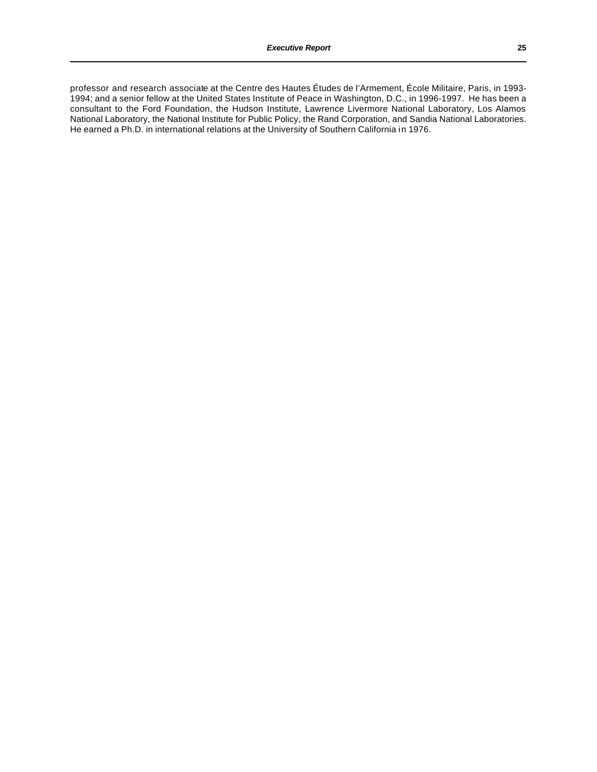professor and research associate at the Centre des Hautes Études de l'Armement, École Militaire, Paris, in 1993-1994; and a senior fellow at the United States Institute of Peace in Washington, D.C., in 1996-1997. He has been a consultant to the Ford Foundation, the Hudson Institute, Lawrence Livermore National Laboratory, Los Alamos National Laboratory, the National Institute for Public Policy, the Rand Corporation, and Sandia National Laboratories. He earned a Ph.D. in international relations at the University of Southern California in 1976.